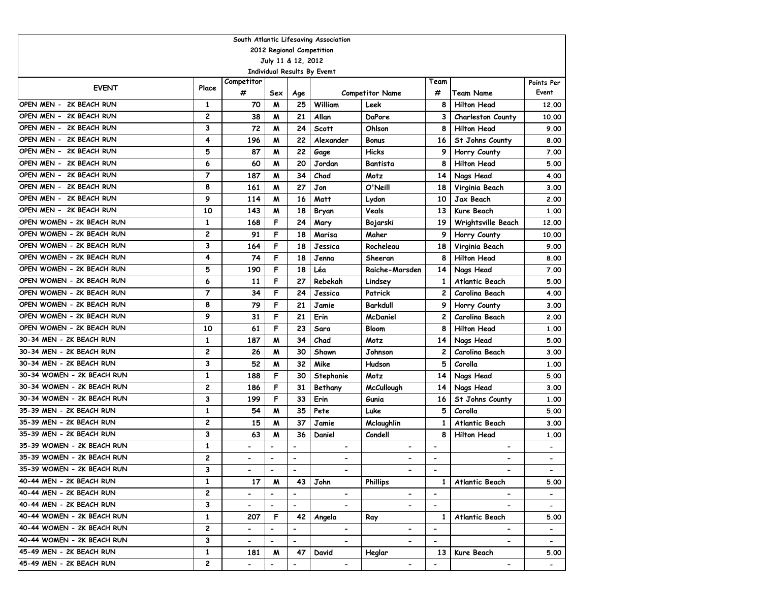South Atlantic Lifesaving Association

2012 Regional Competition

July 11 & 12, 2012

Individual Results By Evemt

| EVENT | Place | Competitor # | Sex | Age | Competitor Name | | Team # | Team Name | Points Per Event |
|---|---|---|---|---|---|---|---|---|---|
| OPEN MEN - 2K BEACH RUN | 1 | 70 | M | 25 | William | Leek | 8 | Hilton Head | 12.00 |
| OPEN MEN - 2K BEACH RUN | 2 | 38 | M | 21 | Allan | DaPore | 3 | Charleston County | 10.00 |
| OPEN MEN - 2K BEACH RUN | 3 | 72 | M | 24 | Scott | Ohlson | 8 | Hilton Head | 9.00 |
| OPEN MEN - 2K BEACH RUN | 4 | 196 | M | 22 | Alexander | Bonus | 16 | St Johns County | 8.00 |
| OPEN MEN - 2K BEACH RUN | 5 | 87 | M | 22 | Gage | Hicks | 9 | Horry County | 7.00 |
| OPEN MEN - 2K BEACH RUN | 6 | 60 | M | 20 | Jordan | Bantista | 8 | Hilton Head | 5.00 |
| OPEN MEN - 2K BEACH RUN | 7 | 187 | M | 34 | Chad | Motz | 14 | Nags Head | 4.00 |
| OPEN MEN - 2K BEACH RUN | 8 | 161 | M | 27 | Jon | O'Neill | 18 | Virginia Beach | 3.00 |
| OPEN MEN - 2K BEACH RUN | 9 | 114 | M | 16 | Matt | Lydon | 10 | Jax Beach | 2.00 |
| OPEN MEN - 2K BEACH RUN | 10 | 143 | M | 18 | Bryan | Veals | 13 | Kure Beach | 1.00 |
| OPEN WOMEN - 2K BEACH RUN | 1 | 168 | F | 24 | Mary | Bojarski | 19 | Wrightsville Beach | 12.00 |
| OPEN WOMEN - 2K BEACH RUN | 2 | 91 | F | 18 | Marisa | Maher | 9 | Horry County | 10.00 |
| OPEN WOMEN - 2K BEACH RUN | 3 | 164 | F | 18 | Jessica | Rocheleau | 18 | Virginia Beach | 9.00 |
| OPEN WOMEN - 2K BEACH RUN | 4 | 74 | F | 18 | Jenna | Sheeran | 8 | Hilton Head | 8.00 |
| OPEN WOMEN - 2K BEACH RUN | 5 | 190 | F | 18 | Léa | Raiche-Marsden | 14 | Nags Head | 7.00 |
| OPEN WOMEN - 2K BEACH RUN | 6 | 11 | F | 27 | Rebekah | Lindsey | 1 | Atlantic Beach | 5.00 |
| OPEN WOMEN - 2K BEACH RUN | 7 | 34 | F | 24 | Jessica | Patrick | 2 | Carolina Beach | 4.00 |
| OPEN WOMEN - 2K BEACH RUN | 8 | 79 | F | 21 | Jamie | Barkdull | 9 | Horry County | 3.00 |
| OPEN WOMEN - 2K BEACH RUN | 9 | 31 | F | 21 | Erin | McDaniel | 2 | Carolina Beach | 2.00 |
| OPEN WOMEN - 2K BEACH RUN | 10 | 61 | F | 23 | Sara | Bloom | 8 | Hilton Head | 1.00 |
| 30-34 MEN - 2K BEACH RUN | 1 | 187 | M | 34 | Chad | Motz | 14 | Nags Head | 5.00 |
| 30-34 MEN - 2K BEACH RUN | 2 | 26 | M | 30 | Shawn | Johnson | 2 | Carolina Beach | 3.00 |
| 30-34 MEN - 2K BEACH RUN | 3 | 52 | M | 32 | Mike | Hudson | 5 | Corolla | 1.00 |
| 30-34 WOMEN - 2K BEACH RUN | 1 | 188 | F | 30 | Stephanie | Motz | 14 | Nags Head | 5.00 |
| 30-34 WOMEN - 2K BEACH RUN | 2 | 186 | F | 31 | Bethany | McCullough | 14 | Nags Head | 3.00 |
| 30-34 WOMEN - 2K BEACH RUN | 3 | 199 | F | 33 | Erin | Gunia | 16 | St Johns County | 1.00 |
| 35-39 MEN - 2K BEACH RUN | 1 | 54 | M | 35 | Pete | Luke | 5 | Corolla | 5.00 |
| 35-39 MEN - 2K BEACH RUN | 2 | 15 | M | 37 | Jamie | Mclaughlin | 1 | Atlantic Beach | 3.00 |
| 35-39 MEN - 2K BEACH RUN | 3 | 63 | M | 36 | Daniel | Condell | 8 | Hilton Head | 1.00 |
| 35-39 WOMEN - 2K BEACH RUN | 1 | - | - | - | - | - | - | - | - |
| 35-39 WOMEN - 2K BEACH RUN | 2 | - | - | - | - | - | - | - | - |
| 35-39 WOMEN - 2K BEACH RUN | 3 | - | - | - | - | - | - | - | - |
| 40-44 MEN - 2K BEACH RUN | 1 | 17 | M | 43 | John | Phillips | 1 | Atlantic Beach | 5.00 |
| 40-44 MEN - 2K BEACH RUN | 2 | - | - | - | - | - | - | - | - |
| 40-44 MEN - 2K BEACH RUN | 3 | - | - | - | - | - | - | - | - |
| 40-44 WOMEN - 2K BEACH RUN | 1 | 207 | F | 42 | Angela | Ray | 1 | Atlantic Beach | 5.00 |
| 40-44 WOMEN - 2K BEACH RUN | 2 | - | - | - | - | - | - | - | - |
| 40-44 WOMEN - 2K BEACH RUN | 3 | - | - | - | - | - | - | - | - |
| 45-49 MEN - 2K BEACH RUN | 1 | 181 | M | 47 | David | Heglar | 13 | Kure Beach | 5.00 |
| 45-49 MEN - 2K BEACH RUN | 2 | - | - | - | - | - | - | - | - |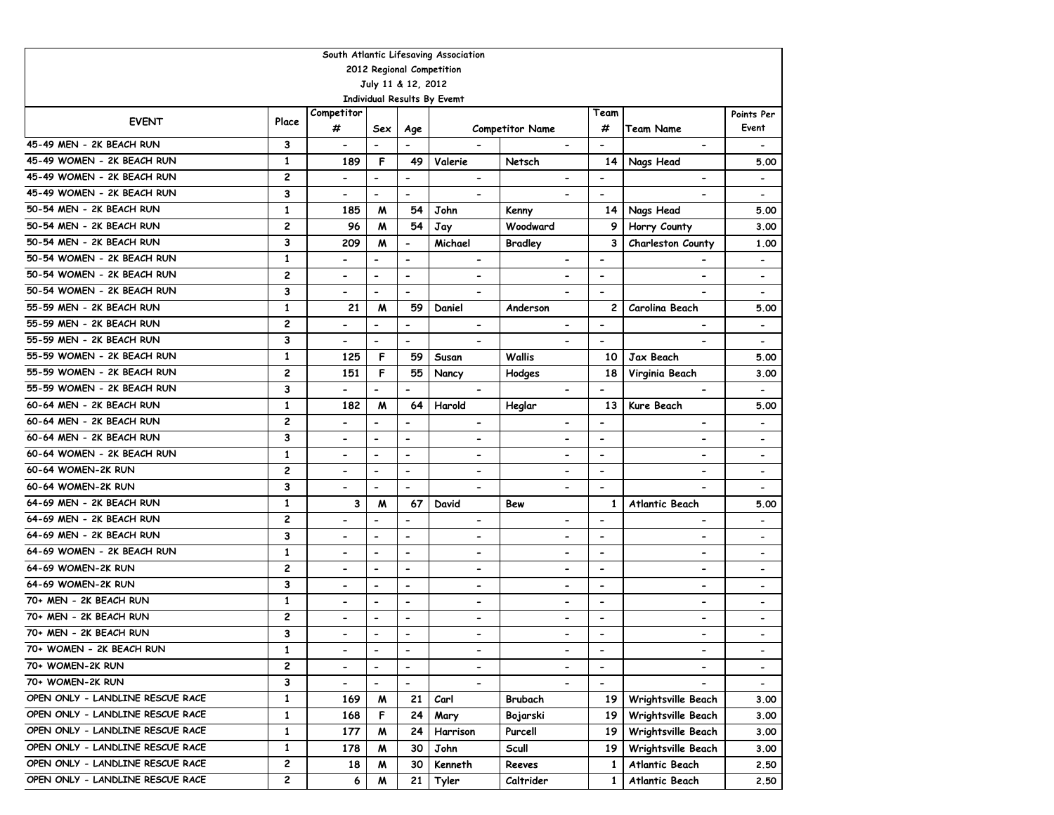South Atlantic Lifesaving Association

2012 Regional Competition

July 11 & 12, 2012

Individual Results By Evemt

| EVENT | Place | Competitor # | Sex | Age | Competitor Name | | Team # | Team Name | Points Per Event |
|---|---|---|---|---|---|---|---|---|---|
| 45-49 MEN - 2K BEACH RUN | 3 | - | - | - | - | - | - | - | - |
| 45-49 WOMEN - 2K BEACH RUN | 1 | 189 | F | 49 | Valerie | Netsch | 14 | Nags Head | 5.00 |
| 45-49 WOMEN - 2K BEACH RUN | 2 | - | - | - | - | - | - | - | - |
| 45-49 WOMEN - 2K BEACH RUN | 3 | - | - | - | - | - | - | - | - |
| 50-54 MEN - 2K BEACH RUN | 1 | 185 | M | 54 | John | Kenny | 14 | Nags Head | 5.00 |
| 50-54 MEN - 2K BEACH RUN | 2 | 96 | M | 54 | Jay | Woodward | 9 | Horry County | 3.00 |
| 50-54 MEN - 2K BEACH RUN | 3 | 209 | M | - | Michael | Bradley | 3 | Charleston County | 1.00 |
| 50-54 WOMEN - 2K BEACH RUN | 1 | - | - | - | - | - | - | - | - |
| 50-54 WOMEN - 2K BEACH RUN | 2 | - | - | - | - | - | - | - | - |
| 50-54 WOMEN - 2K BEACH RUN | 3 | - | - | - | - | - | - | - | - |
| 55-59 MEN - 2K BEACH RUN | 1 | 21 | M | 59 | Daniel | Anderson | 2 | Carolina Beach | 5.00 |
| 55-59 MEN - 2K BEACH RUN | 2 | - | - | - | - | - | - | - | - |
| 55-59 MEN - 2K BEACH RUN | 3 | - | - | - | - | - | - | - | - |
| 55-59 WOMEN - 2K BEACH RUN | 1 | 125 | F | 59 | Susan | Wallis | 10 | Jax Beach | 5.00 |
| 55-59 WOMEN - 2K BEACH RUN | 2 | 151 | F | 55 | Nancy | Hodges | 18 | Virginia Beach | 3.00 |
| 55-59 WOMEN - 2K BEACH RUN | 3 | - | - | - | - | - | - | - | - |
| 60-64 MEN - 2K BEACH RUN | 1 | 182 | M | 64 | Harold | Heglar | 13 | Kure Beach | 5.00 |
| 60-64 MEN - 2K BEACH RUN | 2 | - | - | - | - | - | - | - | - |
| 60-64 MEN - 2K BEACH RUN | 3 | - | - | - | - | - | - | - | - |
| 60-64 WOMEN - 2K BEACH RUN | 1 | - | - | - | - | - | - | - | - |
| 60-64 WOMEN-2K RUN | 2 | - | - | - | - | - | - | - | - |
| 60-64 WOMEN-2K RUN | 3 | - | - | - | - | - | - | - | - |
| 64-69 MEN - 2K BEACH RUN | 1 | 3 | M | 67 | David | Bew | 1 | Atlantic Beach | 5.00 |
| 64-69 MEN - 2K BEACH RUN | 2 | - | - | - | - | - | - | - | - |
| 64-69 MEN - 2K BEACH RUN | 3 | - | - | - | - | - | - | - | - |
| 64-69 WOMEN - 2K BEACH RUN | 1 | - | - | - | - | - | - | - | - |
| 64-69 WOMEN-2K RUN | 2 | - | - | - | - | - | - | - | - |
| 64-69 WOMEN-2K RUN | 3 | - | - | - | - | - | - | - | - |
| 70+ MEN - 2K BEACH RUN | 1 | - | - | - | - | - | - | - | - |
| 70+ MEN - 2K BEACH RUN | 2 | - | - | - | - | - | - | - | - |
| 70+ MEN - 2K BEACH RUN | 3 | - | - | - | - | - | - | - | - |
| 70+ WOMEN - 2K BEACH RUN | 1 | - | - | - | - | - | - | - | - |
| 70+ WOMEN-2K RUN | 2 | - | - | - | - | - | - | - | - |
| 70+ WOMEN-2K RUN | 3 | - | - | - | - | - | - | - | - |
| OPEN ONLY - LANDLINE RESCUE RACE | 1 | 169 | M | 21 | Carl | Brubach | 19 | Wrightsville Beach | 3.00 |
| OPEN ONLY - LANDLINE RESCUE RACE | 1 | 168 | F | 24 | Mary | Bojarski | 19 | Wrightsville Beach | 3.00 |
| OPEN ONLY - LANDLINE RESCUE RACE | 1 | 177 | M | 24 | Harrison | Purcell | 19 | Wrightsville Beach | 3.00 |
| OPEN ONLY - LANDLINE RESCUE RACE | 1 | 178 | M | 30 | John | Scull | 19 | Wrightsville Beach | 3.00 |
| OPEN ONLY - LANDLINE RESCUE RACE | 2 | 18 | M | 30 | Kenneth | Reeves | 1 | Atlantic Beach | 2.50 |
| OPEN ONLY - LANDLINE RESCUE RACE | 2 | 6 | M | 21 | Tyler | Caltrider | 1 | Atlantic Beach | 2.50 |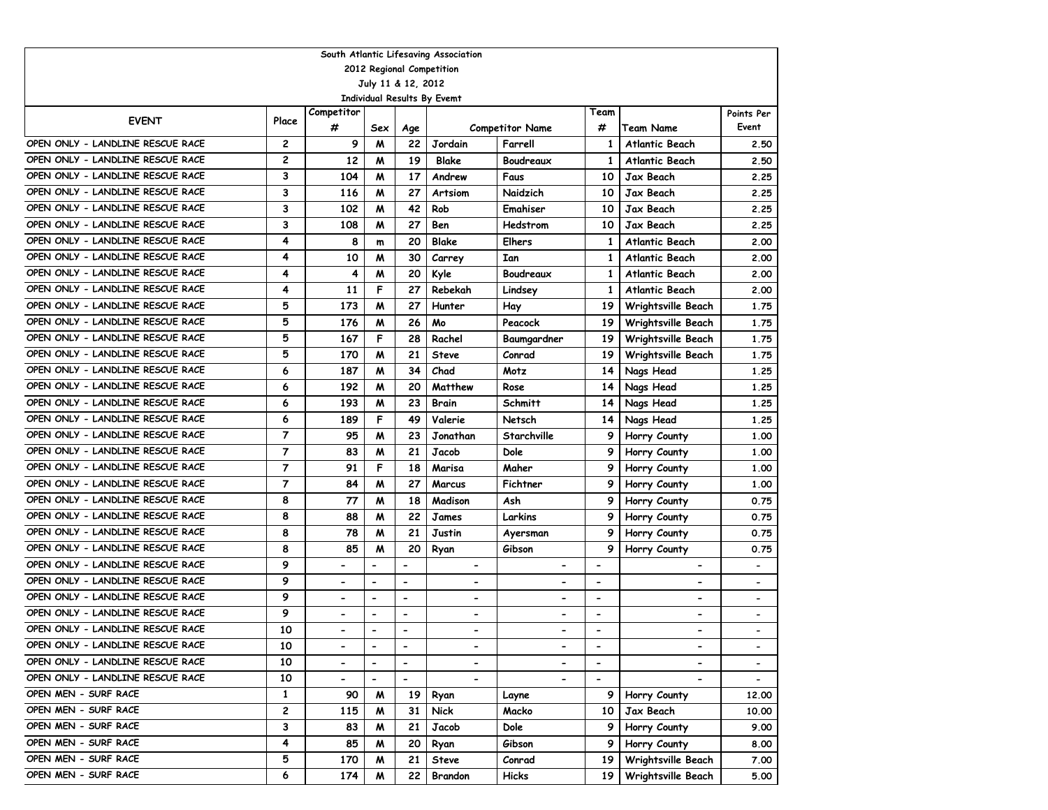South Atlantic Lifesaving Association

2012 Regional Competition

July 11 & 12, 2012

Individual Results By Evemt

| EVENT | Place | Competitor # | Sex | Age | Competitor Name | | Team # | Team Name | Points Per Event |
|---|---|---|---|---|---|---|---|---|---|
| OPEN ONLY - LANDLINE RESCUE RACE | 2 | 9 | M | 22 | Jordain | Farrell | 1 | Atlantic Beach | 2.50 |
| OPEN ONLY - LANDLINE RESCUE RACE | 2 | 12 | M | 19 | Blake | Boudreaux | 1 | Atlantic Beach | 2.50 |
| OPEN ONLY - LANDLINE RESCUE RACE | 3 | 104 | M | 17 | Andrew | Faus | 10 | Jax Beach | 2.25 |
| OPEN ONLY - LANDLINE RESCUE RACE | 3 | 116 | M | 27 | Artsiom | Naidzich | 10 | Jax Beach | 2.25 |
| OPEN ONLY - LANDLINE RESCUE RACE | 3 | 102 | M | 42 | Rob | Emahiser | 10 | Jax Beach | 2.25 |
| OPEN ONLY - LANDLINE RESCUE RACE | 3 | 108 | M | 27 | Ben | Hedstrom | 10 | Jax Beach | 2.25 |
| OPEN ONLY - LANDLINE RESCUE RACE | 4 | 8 | m | 20 | Blake | Elhers | 1 | Atlantic Beach | 2.00 |
| OPEN ONLY - LANDLINE RESCUE RACE | 4 | 10 | M | 30 | Carrey | Ian | 1 | Atlantic Beach | 2.00 |
| OPEN ONLY - LANDLINE RESCUE RACE | 4 | 4 | M | 20 | Kyle | Boudreaux | 1 | Atlantic Beach | 2.00 |
| OPEN ONLY - LANDLINE RESCUE RACE | 4 | 11 | F | 27 | Rebekah | Lindsey | 1 | Atlantic Beach | 2.00 |
| OPEN ONLY - LANDLINE RESCUE RACE | 5 | 173 | M | 27 | Hunter | Hay | 19 | Wrightsville Beach | 1.75 |
| OPEN ONLY - LANDLINE RESCUE RACE | 5 | 176 | M | 26 | Mo | Peacock | 19 | Wrightsville Beach | 1.75 |
| OPEN ONLY - LANDLINE RESCUE RACE | 5 | 167 | F | 28 | Rachel | Baumgardner | 19 | Wrightsville Beach | 1.75 |
| OPEN ONLY - LANDLINE RESCUE RACE | 5 | 170 | M | 21 | Steve | Conrad | 19 | Wrightsville Beach | 1.75 |
| OPEN ONLY - LANDLINE RESCUE RACE | 6 | 187 | M | 34 | Chad | Motz | 14 | Nags Head | 1.25 |
| OPEN ONLY - LANDLINE RESCUE RACE | 6 | 192 | M | 20 | Matthew | Rose | 14 | Nags Head | 1.25 |
| OPEN ONLY - LANDLINE RESCUE RACE | 6 | 193 | M | 23 | Brain | Schmitt | 14 | Nags Head | 1.25 |
| OPEN ONLY - LANDLINE RESCUE RACE | 6 | 189 | F | 49 | Valerie | Netsch | 14 | Nags Head | 1.25 |
| OPEN ONLY - LANDLINE RESCUE RACE | 7 | 95 | M | 23 | Jonathan | Starchville | 9 | Horry County | 1.00 |
| OPEN ONLY - LANDLINE RESCUE RACE | 7 | 83 | M | 21 | Jacob | Dole | 9 | Horry County | 1.00 |
| OPEN ONLY - LANDLINE RESCUE RACE | 7 | 91 | F | 18 | Marisa | Maher | 9 | Horry County | 1.00 |
| OPEN ONLY - LANDLINE RESCUE RACE | 7 | 84 | M | 27 | Marcus | Fichtner | 9 | Horry County | 1.00 |
| OPEN ONLY - LANDLINE RESCUE RACE | 8 | 77 | M | 18 | Madison | Ash | 9 | Horry County | 0.75 |
| OPEN ONLY - LANDLINE RESCUE RACE | 8 | 88 | M | 22 | James | Larkins | 9 | Horry County | 0.75 |
| OPEN ONLY - LANDLINE RESCUE RACE | 8 | 78 | M | 21 | Justin | Ayersman | 9 | Horry County | 0.75 |
| OPEN ONLY - LANDLINE RESCUE RACE | 8 | 85 | M | 20 | Ryan | Gibson | 9 | Horry County | 0.75 |
| OPEN ONLY - LANDLINE RESCUE RACE | 9 | - | - | - | - | - | - | - | - |
| OPEN ONLY - LANDLINE RESCUE RACE | 9 | - | - | - | - | - | - | - | - |
| OPEN ONLY - LANDLINE RESCUE RACE | 9 | - | - | - | - | - | - | - | - |
| OPEN ONLY - LANDLINE RESCUE RACE | 9 | - | - | - | - | - | - | - | - |
| OPEN ONLY - LANDLINE RESCUE RACE | 10 | - | - | - | - | - | - | - | - |
| OPEN ONLY - LANDLINE RESCUE RACE | 10 | - | - | - | - | - | - | - | - |
| OPEN ONLY - LANDLINE RESCUE RACE | 10 | - | - | - | - | - | - | - | - |
| OPEN ONLY - LANDLINE RESCUE RACE | 10 | - | - | - | - | - | - | - | - |
| OPEN MEN - SURF RACE | 1 | 90 | M | 19 | Ryan | Layne | 9 | Horry County | 12.00 |
| OPEN MEN - SURF RACE | 2 | 115 | M | 31 | Nick | Macko | 10 | Jax Beach | 10.00 |
| OPEN MEN - SURF RACE | 3 | 83 | M | 21 | Jacob | Dole | 9 | Horry County | 9.00 |
| OPEN MEN - SURF RACE | 4 | 85 | M | 20 | Ryan | Gibson | 9 | Horry County | 8.00 |
| OPEN MEN - SURF RACE | 5 | 170 | M | 21 | Steve | Conrad | 19 | Wrightsville Beach | 7.00 |
| OPEN MEN - SURF RACE | 6 | 174 | M | 22 | Brandon | Hicks | 19 | Wrightsville Beach | 5.00 |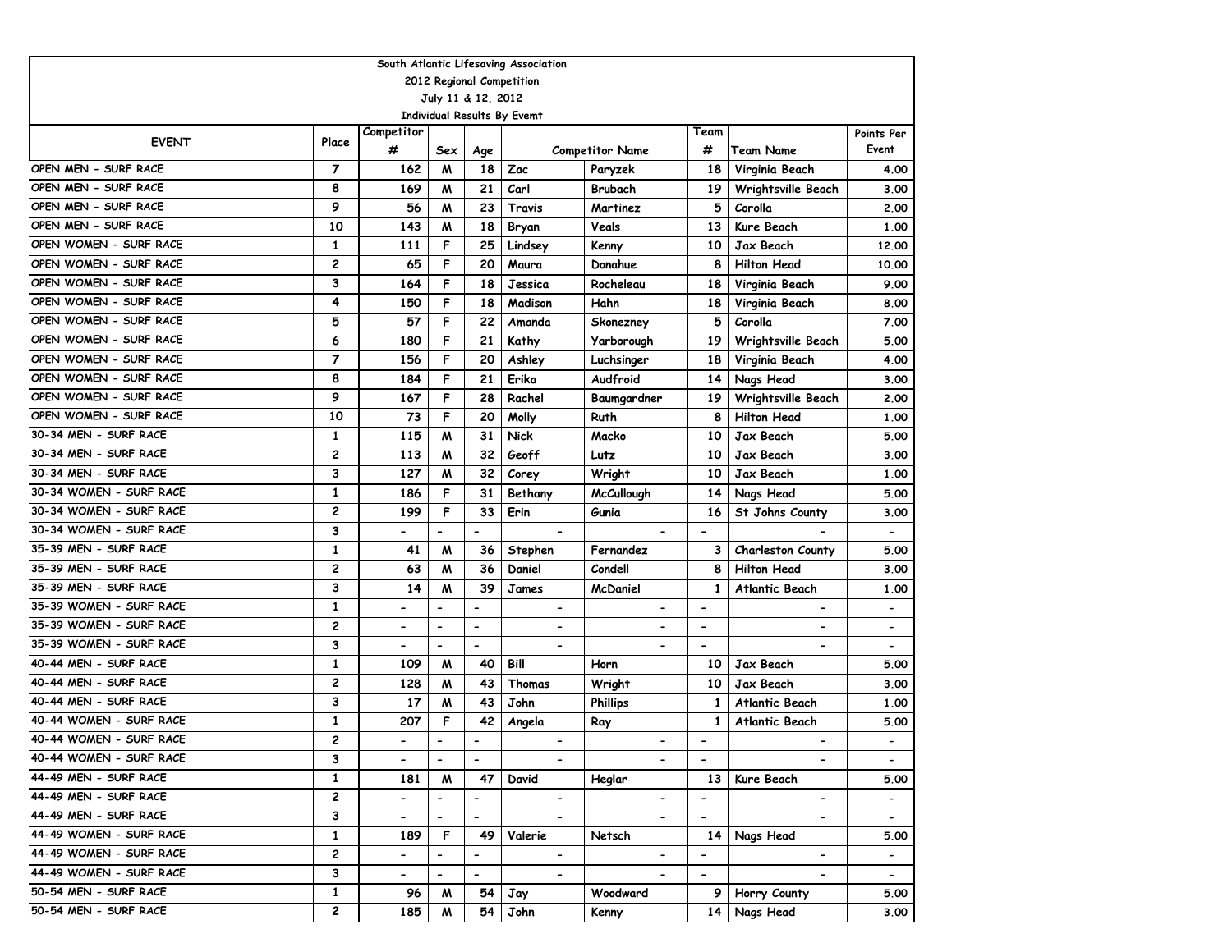| South Atlantic Lifesaving Association | | | | | | | | | |
|---|---|---|---|---|---|---|---|---|---|
| 2012 Regional Competition | | | | | | | | | |
| July 11 & 12, 2012 | | | | | | | | | |
| Individual Results By Evemt | | | | | | | | | |
| EVENT | Place | Competitor # | Sex | Age | Competitor Name | | Team # | Team Name | Points Per Event |
| OPEN MEN - SURF RACE | 7 | 162 | M | 18 | Zac | Paryzek | 18 | Virginia Beach | 4.00 |
| OPEN MEN - SURF RACE | 8 | 169 | M | 21 | Carl | Brubach | 19 | Wrightsville Beach | 3.00 |
| OPEN MEN - SURF RACE | 9 | 56 | M | 23 | Travis | Martinez | 5 | Corolla | 2.00 |
| OPEN MEN - SURF RACE | 10 | 143 | M | 18 | Bryan | Veals | 13 | Kure Beach | 1.00 |
| OPEN WOMEN - SURF RACE | 1 | 111 | F | 25 | Lindsey | Kenny | 10 | Jax Beach | 12.00 |
| OPEN WOMEN - SURF RACE | 2 | 65 | F | 20 | Maura | Donahue | 8 | Hilton Head | 10.00 |
| OPEN WOMEN - SURF RACE | 3 | 164 | F | 18 | Jessica | Rocheleau | 18 | Virginia Beach | 9.00 |
| OPEN WOMEN - SURF RACE | 4 | 150 | F | 18 | Madison | Hahn | 18 | Virginia Beach | 8.00 |
| OPEN WOMEN - SURF RACE | 5 | 57 | F | 22 | Amanda | Skonezney | 5 | Corolla | 7.00 |
| OPEN WOMEN - SURF RACE | 6 | 180 | F | 21 | Kathy | Yarborough | 19 | Wrightsville Beach | 5.00 |
| OPEN WOMEN - SURF RACE | 7 | 156 | F | 20 | Ashley | Luchsinger | 18 | Virginia Beach | 4.00 |
| OPEN WOMEN - SURF RACE | 8 | 184 | F | 21 | Erika | Audfroid | 14 | Nags Head | 3.00 |
| OPEN WOMEN - SURF RACE | 9 | 167 | F | 28 | Rachel | Baumgardner | 19 | Wrightsville Beach | 2.00 |
| OPEN WOMEN - SURF RACE | 10 | 73 | F | 20 | Molly | Ruth | 8 | Hilton Head | 1.00 |
| 30-34 MEN - SURF RACE | 1 | 115 | M | 31 | Nick | Macko | 10 | Jax Beach | 5.00 |
| 30-34 MEN - SURF RACE | 2 | 113 | M | 32 | Geoff | Lutz | 10 | Jax Beach | 3.00 |
| 30-34 MEN - SURF RACE | 3 | 127 | M | 32 | Corey | Wright | 10 | Jax Beach | 1.00 |
| 30-34 WOMEN - SURF RACE | 1 | 186 | F | 31 | Bethany | McCullough | 14 | Nags Head | 5.00 |
| 30-34 WOMEN - SURF RACE | 2 | 199 | F | 33 | Erin | Gunia | 16 | St Johns County | 3.00 |
| 30-34 WOMEN - SURF RACE | 3 | - | - | - | - | - | - | - | - |
| 35-39 MEN - SURF RACE | 1 | 41 | M | 36 | Stephen | Fernandez | 3 | Charleston County | 5.00 |
| 35-39 MEN - SURF RACE | 2 | 63 | M | 36 | Daniel | Condell | 8 | Hilton Head | 3.00 |
| 35-39 MEN - SURF RACE | 3 | 14 | M | 39 | James | McDaniel | 1 | Atlantic Beach | 1.00 |
| 35-39 WOMEN - SURF RACE | 1 | - | - | - | - | - | - | - | - |
| 35-39 WOMEN - SURF RACE | 2 | - | - | - | - | - | - | - | - |
| 35-39 WOMEN - SURF RACE | 3 | - | - | - | - | - | - | - | - |
| 40-44 MEN - SURF RACE | 1 | 109 | M | 40 | Bill | Horn | 10 | Jax Beach | 5.00 |
| 40-44 MEN - SURF RACE | 2 | 128 | M | 43 | Thomas | Wright | 10 | Jax Beach | 3.00 |
| 40-44 MEN - SURF RACE | 3 | 17 | M | 43 | John | Phillips | 1 | Atlantic Beach | 1.00 |
| 40-44 WOMEN - SURF RACE | 1 | 207 | F | 42 | Angela | Ray | 1 | Atlantic Beach | 5.00 |
| 40-44 WOMEN - SURF RACE | 2 | - | - | - | - | - | - | - | - |
| 40-44 WOMEN - SURF RACE | 3 | - | - | - | - | - | - | - | - |
| 44-49 MEN - SURF RACE | 1 | 181 | M | 47 | David | Heglar | 13 | Kure Beach | 5.00 |
| 44-49 MEN - SURF RACE | 2 | - | - | - | - | - | - | - | - |
| 44-49 MEN - SURF RACE | 3 | - | - | - | - | - | - | - | - |
| 44-49 WOMEN - SURF RACE | 1 | 189 | F | 49 | Valerie | Netsch | 14 | Nags Head | 5.00 |
| 44-49 WOMEN - SURF RACE | 2 | - | - | - | - | - | - | - | - |
| 44-49 WOMEN - SURF RACE | 3 | - | - | - | - | - | - | - | - |
| 50-54 MEN - SURF RACE | 1 | 96 | M | 54 | Jay | Woodward | 9 | Horry County | 5.00 |
| 50-54 MEN - SURF RACE | 2 | 185 | M | 54 | John | Kenny | 14 | Nags Head | 3.00 |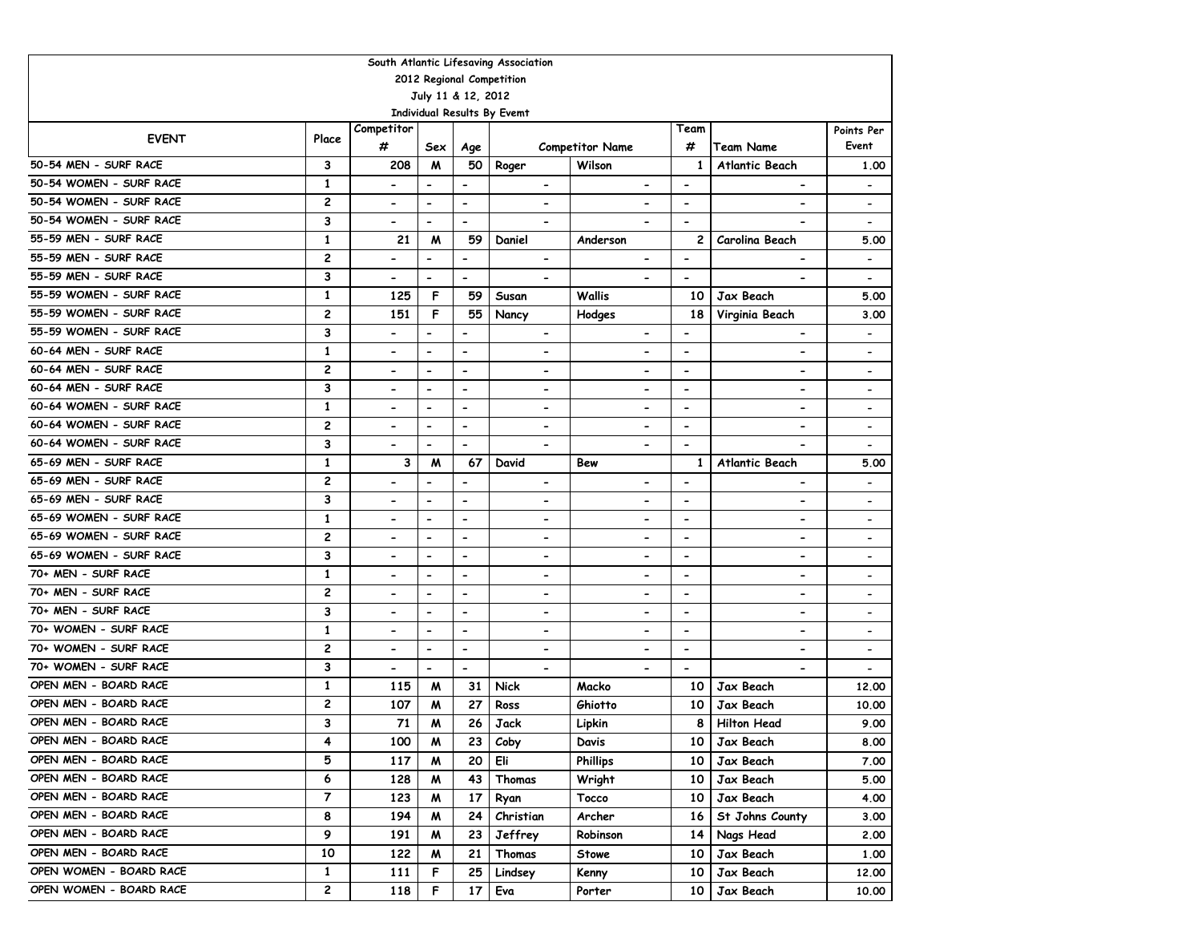South Atlantic Lifesaving Association
2012 Regional Competition
July 11 & 12, 2012
Individual Results By Evemt

| EVENT | Place | Competitor # | Sex | Age | Competitor Name | | Team # | Team Name | Points Per Event |
|---|---|---|---|---|---|---|---|---|---|
| 50-54 MEN - SURF RACE | 3 | 208 | M | 50 | Roger | Wilson | 1 | Atlantic Beach | 1.00 |
| 50-54 WOMEN - SURF RACE | 1 | - | - | - | - | - | - | - | - |
| 50-54 WOMEN - SURF RACE | 2 | - | - | - | - | - | - | - | - |
| 50-54 WOMEN - SURF RACE | 3 | - | - | - | - | - | - | - | - |
| 55-59 MEN - SURF RACE | 1 | 21 | M | 59 | Daniel | Anderson | 2 | Carolina Beach | 5.00 |
| 55-59 MEN - SURF RACE | 2 | - | - | - | - | - | - | - | - |
| 55-59 MEN - SURF RACE | 3 | - | - | - | - | - | - | - | - |
| 55-59 WOMEN - SURF RACE | 1 | 125 | F | 59 | Susan | Wallis | 10 | Jax Beach | 5.00 |
| 55-59 WOMEN - SURF RACE | 2 | 151 | F | 55 | Nancy | Hodges | 18 | Virginia Beach | 3.00 |
| 55-59 WOMEN - SURF RACE | 3 | - | - | - | - | - | - | - | - |
| 60-64 MEN - SURF RACE | 1 | - | - | - | - | - | - | - | - |
| 60-64 MEN - SURF RACE | 2 | - | - | - | - | - | - | - | - |
| 60-64 MEN - SURF RACE | 3 | - | - | - | - | - | - | - | - |
| 60-64 WOMEN - SURF RACE | 1 | - | - | - | - | - | - | - | - |
| 60-64 WOMEN - SURF RACE | 2 | - | - | - | - | - | - | - | - |
| 60-64 WOMEN - SURF RACE | 3 | - | - | - | - | - | - | - | - |
| 65-69 MEN - SURF RACE | 1 | 3 | M | 67 | David | Bew | 1 | Atlantic Beach | 5.00 |
| 65-69 MEN - SURF RACE | 2 | - | - | - | - | - | - | - | - |
| 65-69 MEN - SURF RACE | 3 | - | - | - | - | - | - | - | - |
| 65-69 WOMEN - SURF RACE | 1 | - | - | - | - | - | - | - | - |
| 65-69 WOMEN - SURF RACE | 2 | - | - | - | - | - | - | - | - |
| 65-69 WOMEN - SURF RACE | 3 | - | - | - | - | - | - | - | - |
| 70+ MEN - SURF RACE | 1 | - | - | - | - | - | - | - | - |
| 70+ MEN - SURF RACE | 2 | - | - | - | - | - | - | - | - |
| 70+ MEN - SURF RACE | 3 | - | - | - | - | - | - | - | - |
| 70+ WOMEN - SURF RACE | 1 | - | - | - | - | - | - | - | - |
| 70+ WOMEN - SURF RACE | 2 | - | - | - | - | - | - | - | - |
| 70+ WOMEN - SURF RACE | 3 | - | - | - | - | - | - | - | - |
| OPEN MEN - BOARD RACE | 1 | 115 | M | 31 | Nick | Macko | 10 | Jax Beach | 12.00 |
| OPEN MEN - BOARD RACE | 2 | 107 | M | 27 | Ross | Ghiotto | 10 | Jax Beach | 10.00 |
| OPEN MEN - BOARD RACE | 3 | 71 | M | 26 | Jack | Lipkin | 8 | Hilton Head | 9.00 |
| OPEN MEN - BOARD RACE | 4 | 100 | M | 23 | Coby | Davis | 10 | Jax Beach | 8.00 |
| OPEN MEN - BOARD RACE | 5 | 117 | M | 20 | Eli | Phillips | 10 | Jax Beach | 7.00 |
| OPEN MEN - BOARD RACE | 6 | 128 | M | 43 | Thomas | Wright | 10 | Jax Beach | 5.00 |
| OPEN MEN - BOARD RACE | 7 | 123 | M | 17 | Ryan | Tocco | 10 | Jax Beach | 4.00 |
| OPEN MEN - BOARD RACE | 8 | 194 | M | 24 | Christian | Archer | 16 | St Johns County | 3.00 |
| OPEN MEN - BOARD RACE | 9 | 191 | M | 23 | Jeffrey | Robinson | 14 | Nags Head | 2.00 |
| OPEN MEN - BOARD RACE | 10 | 122 | M | 21 | Thomas | Stowe | 10 | Jax Beach | 1.00 |
| OPEN WOMEN - BOARD RACE | 1 | 111 | F | 25 | Lindsey | Kenny | 10 | Jax Beach | 12.00 |
| OPEN WOMEN - BOARD RACE | 2 | 118 | F | 17 | Eva | Porter | 10 | Jax Beach | 10.00 |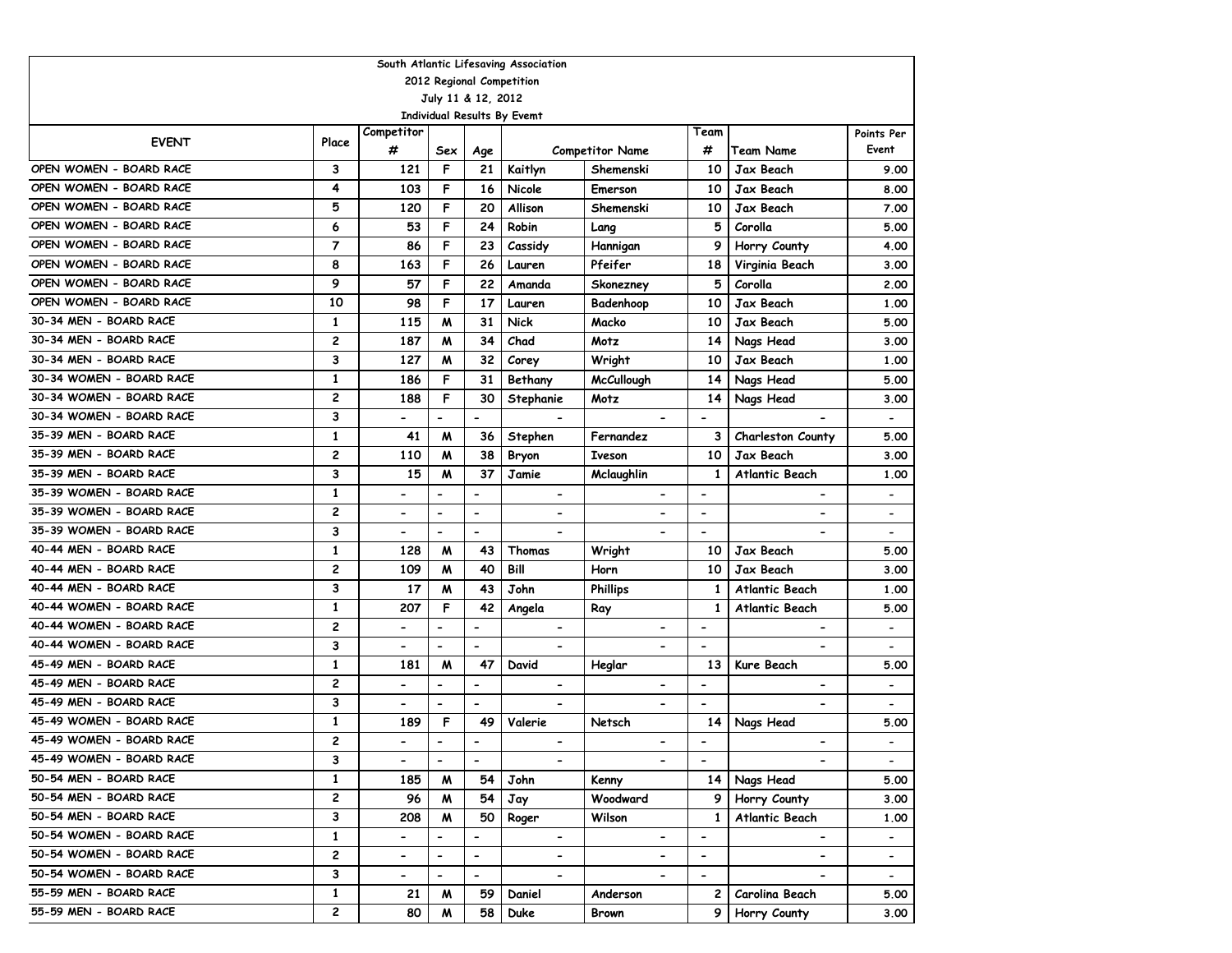South Atlantic Lifesaving Association

2012 Regional Competition

July 11 & 12, 2012

Individual Results By Evemt

| EVENT | Place | Competitor # | Sex | Age | Competitor Name | | Team # | Team Name | Points Per Event |
|---|---|---|---|---|---|---|---|---|---|
| OPEN WOMEN - BOARD RACE | 3 | 121 | F | 21 | Kaitlyn | Shemenski | 10 | Jax Beach | 9.00 |
| OPEN WOMEN - BOARD RACE | 4 | 103 | F | 16 | Nicole | Emerson | 10 | Jax Beach | 8.00 |
| OPEN WOMEN - BOARD RACE | 5 | 120 | F | 20 | Allison | Shemenski | 10 | Jax Beach | 7.00 |
| OPEN WOMEN - BOARD RACE | 6 | 53 | F | 24 | Robin | Lang | 5 | Corolla | 5.00 |
| OPEN WOMEN - BOARD RACE | 7 | 86 | F | 23 | Cassidy | Hannigan | 9 | Horry County | 4.00 |
| OPEN WOMEN - BOARD RACE | 8 | 163 | F | 26 | Lauren | Pfeifer | 18 | Virginia Beach | 3.00 |
| OPEN WOMEN - BOARD RACE | 9 | 57 | F | 22 | Amanda | Skonezney | 5 | Corolla | 2.00 |
| OPEN WOMEN - BOARD RACE | 10 | 98 | F | 17 | Lauren | Badenhoop | 10 | Jax Beach | 1.00 |
| 30-34 MEN - BOARD RACE | 1 | 115 | M | 31 | Nick | Macko | 10 | Jax Beach | 5.00 |
| 30-34 MEN - BOARD RACE | 2 | 187 | M | 34 | Chad | Motz | 14 | Nags Head | 3.00 |
| 30-34 MEN - BOARD RACE | 3 | 127 | M | 32 | Corey | Wright | 10 | Jax Beach | 1.00 |
| 30-34 WOMEN - BOARD RACE | 1 | 186 | F | 31 | Bethany | McCullough | 14 | Nags Head | 5.00 |
| 30-34 WOMEN - BOARD RACE | 2 | 188 | F | 30 | Stephanie | Motz | 14 | Nags Head | 3.00 |
| 30-34 WOMEN - BOARD RACE | 3 | - | - | - | - | - | - | - | - |
| 35-39 MEN - BOARD RACE | 1 | 41 | M | 36 | Stephen | Fernandez | 3 | Charleston County | 5.00 |
| 35-39 MEN - BOARD RACE | 2 | 110 | M | 38 | Bryon | Iveson | 10 | Jax Beach | 3.00 |
| 35-39 MEN - BOARD RACE | 3 | 15 | M | 37 | Jamie | Mclaughlin | 1 | Atlantic Beach | 1.00 |
| 35-39 WOMEN - BOARD RACE | 1 | - | - | - | - | - | - | - | - |
| 35-39 WOMEN - BOARD RACE | 2 | - | - | - | - | - | - | - | - |
| 35-39 WOMEN - BOARD RACE | 3 | - | - | - | - | - | - | - | - |
| 40-44 MEN - BOARD RACE | 1 | 128 | M | 43 | Thomas | Wright | 10 | Jax Beach | 5.00 |
| 40-44 MEN - BOARD RACE | 2 | 109 | M | 40 | Bill | Horn | 10 | Jax Beach | 3.00 |
| 40-44 MEN - BOARD RACE | 3 | 17 | M | 43 | John | Phillips | 1 | Atlantic Beach | 1.00 |
| 40-44 WOMEN - BOARD RACE | 1 | 207 | F | 42 | Angela | Ray | 1 | Atlantic Beach | 5.00 |
| 40-44 WOMEN - BOARD RACE | 2 | - | - | - | - | - | - | - | - |
| 40-44 WOMEN - BOARD RACE | 3 | - | - | - | - | - | - | - | - |
| 45-49 MEN - BOARD RACE | 1 | 181 | M | 47 | David | Heglar | 13 | Kure Beach | 5.00 |
| 45-49 MEN - BOARD RACE | 2 | - | - | - | - | - | - | - | - |
| 45-49 MEN - BOARD RACE | 3 | - | - | - | - | - | - | - | - |
| 45-49 WOMEN - BOARD RACE | 1 | 189 | F | 49 | Valerie | Netsch | 14 | Nags Head | 5.00 |
| 45-49 WOMEN - BOARD RACE | 2 | - | - | - | - | - | - | - | - |
| 45-49 WOMEN - BOARD RACE | 3 | - | - | - | - | - | - | - | - |
| 50-54 MEN - BOARD RACE | 1 | 185 | M | 54 | John | Kenny | 14 | Nags Head | 5.00 |
| 50-54 MEN - BOARD RACE | 2 | 96 | M | 54 | Jay | Woodward | 9 | Horry County | 3.00 |
| 50-54 MEN - BOARD RACE | 3 | 208 | M | 50 | Roger | Wilson | 1 | Atlantic Beach | 1.00 |
| 50-54 WOMEN - BOARD RACE | 1 | - | - | - | - | - | - | - | - |
| 50-54 WOMEN - BOARD RACE | 2 | - | - | - | - | - | - | - | - |
| 50-54 WOMEN - BOARD RACE | 3 | - | - | - | - | - | - | - | - |
| 55-59 MEN - BOARD RACE | 1 | 21 | M | 59 | Daniel | Anderson | 2 | Carolina Beach | 5.00 |
| 55-59 MEN - BOARD RACE | 2 | 80 | M | 58 | Duke | Brown | 9 | Horry County | 3.00 |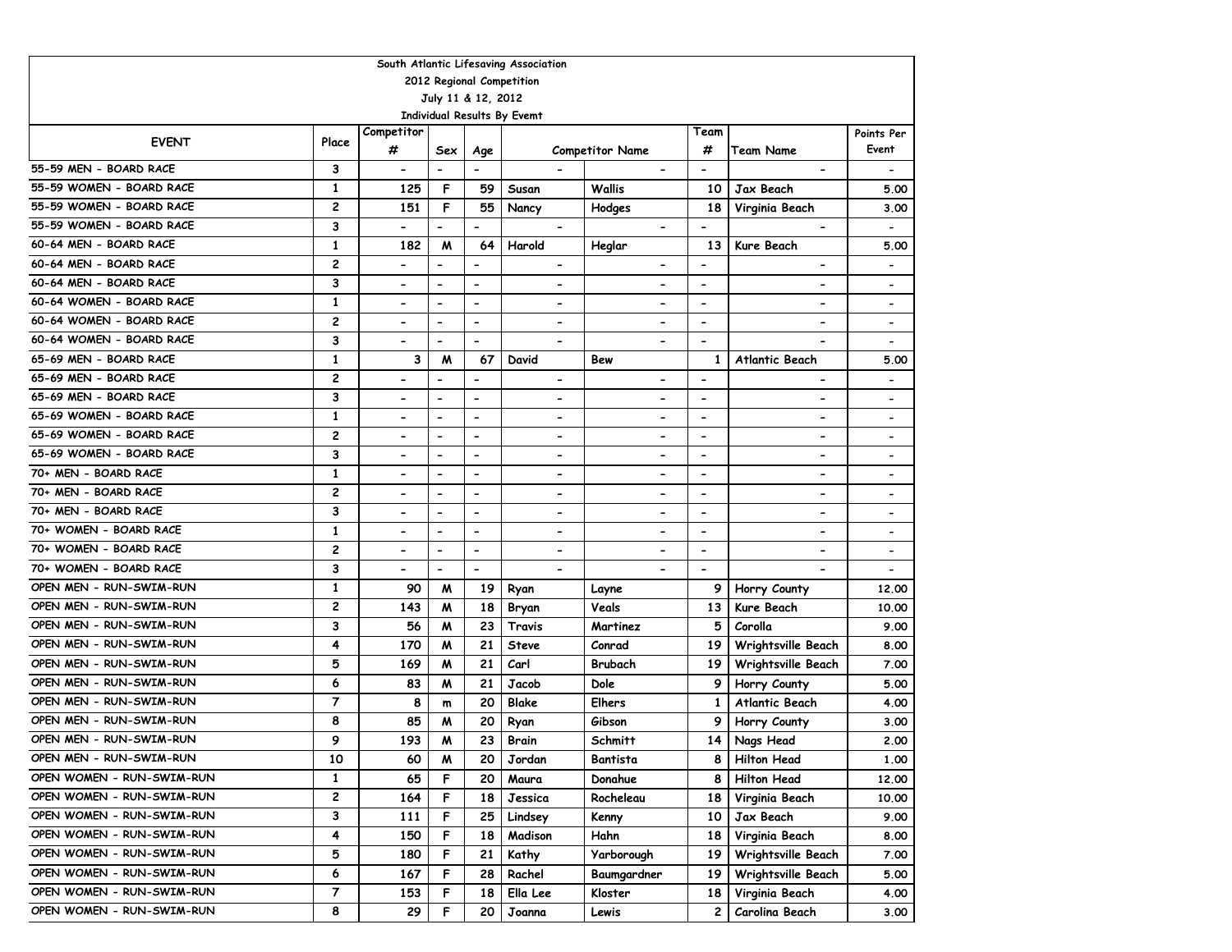South Atlantic Lifesaving Association

2012 Regional Competition

July 11 & 12, 2012

Individual Results By Evemt

| EVENT | Place | Competitor # | Sex | Age | Competitor Name | | Team # | Team Name | Points Per Event |
|---|---|---|---|---|---|---|---|---|---|
| 55-59 MEN - BOARD RACE | 3 | - | - | - | - | - | - | - | - |
| 55-59 WOMEN - BOARD RACE | 1 | 125 | F | 59 | Susan | Wallis | 10 | Jax Beach | 5.00 |
| 55-59 WOMEN - BOARD RACE | 2 | 151 | F | 55 | Nancy | Hodges | 18 | Virginia Beach | 3.00 |
| 55-59 WOMEN - BOARD RACE | 3 | - | - | - | - | - | - | - | - |
| 60-64 MEN - BOARD RACE | 1 | 182 | M | 64 | Harold | Heglar | 13 | Kure Beach | 5.00 |
| 60-64 MEN - BOARD RACE | 2 | - | - | - | - | - | - | - | - |
| 60-64 MEN - BOARD RACE | 3 | - | - | - | - | - | - | - | - |
| 60-64 WOMEN - BOARD RACE | 1 | - | - | - | - | - | - | - | - |
| 60-64 WOMEN - BOARD RACE | 2 | - | - | - | - | - | - | - | - |
| 60-64 WOMEN - BOARD RACE | 3 | - | - | - | - | - | - | - | - |
| 65-69 MEN - BOARD RACE | 1 | 3 | M | 67 | David | Bew | 1 | Atlantic Beach | 5.00 |
| 65-69 MEN - BOARD RACE | 2 | - | - | - | - | - | - | - | - |
| 65-69 MEN - BOARD RACE | 3 | - | - | - | - | - | - | - | - |
| 65-69 WOMEN - BOARD RACE | 1 | - | - | - | - | - | - | - | - |
| 65-69 WOMEN - BOARD RACE | 2 | - | - | - | - | - | - | - | - |
| 65-69 WOMEN - BOARD RACE | 3 | - | - | - | - | - | - | - | - |
| 70+ MEN - BOARD RACE | 1 | - | - | - | - | - | - | - | - |
| 70+ MEN - BOARD RACE | 2 | - | - | - | - | - | - | - | - |
| 70+ MEN - BOARD RACE | 3 | - | - | - | - | - | - | - | - |
| 70+ WOMEN - BOARD RACE | 1 | - | - | - | - | - | - | - | - |
| 70+ WOMEN - BOARD RACE | 2 | - | - | - | - | - | - | - | - |
| 70+ WOMEN - BOARD RACE | 3 | - | - | - | - | - | - | - | - |
| OPEN MEN - RUN-SWIM-RUN | 1 | 90 | M | 19 | Ryan | Layne | 9 | Horry County | 12.00 |
| OPEN MEN - RUN-SWIM-RUN | 2 | 143 | M | 18 | Bryan | Veals | 13 | Kure Beach | 10.00 |
| OPEN MEN - RUN-SWIM-RUN | 3 | 56 | M | 23 | Travis | Martinez | 5 | Corolla | 9.00 |
| OPEN MEN - RUN-SWIM-RUN | 4 | 170 | M | 21 | Steve | Conrad | 19 | Wrightsville Beach | 8.00 |
| OPEN MEN - RUN-SWIM-RUN | 5 | 169 | M | 21 | Carl | Brubach | 19 | Wrightsville Beach | 7.00 |
| OPEN MEN - RUN-SWIM-RUN | 6 | 83 | M | 21 | Jacob | Dole | 9 | Horry County | 5.00 |
| OPEN MEN - RUN-SWIM-RUN | 7 | 8 | m | 20 | Blake | Elhers | 1 | Atlantic Beach | 4.00 |
| OPEN MEN - RUN-SWIM-RUN | 8 | 85 | M | 20 | Ryan | Gibson | 9 | Horry County | 3.00 |
| OPEN MEN - RUN-SWIM-RUN | 9 | 193 | M | 23 | Brain | Schmitt | 14 | Nags Head | 2.00 |
| OPEN MEN - RUN-SWIM-RUN | 10 | 60 | M | 20 | Jordan | Bantista | 8 | Hilton Head | 1.00 |
| OPEN WOMEN - RUN-SWIM-RUN | 1 | 65 | F | 20 | Maura | Donahue | 8 | Hilton Head | 12.00 |
| OPEN WOMEN - RUN-SWIM-RUN | 2 | 164 | F | 18 | Jessica | Rocheleau | 18 | Virginia Beach | 10.00 |
| OPEN WOMEN - RUN-SWIM-RUN | 3 | 111 | F | 25 | Lindsey | Kenny | 10 | Jax Beach | 9.00 |
| OPEN WOMEN - RUN-SWIM-RUN | 4 | 150 | F | 18 | Madison | Hahn | 18 | Virginia Beach | 8.00 |
| OPEN WOMEN - RUN-SWIM-RUN | 5 | 180 | F | 21 | Kathy | Yarborough | 19 | Wrightsville Beach | 7.00 |
| OPEN WOMEN - RUN-SWIM-RUN | 6 | 167 | F | 28 | Rachel | Baumgardner | 19 | Wrightsville Beach | 5.00 |
| OPEN WOMEN - RUN-SWIM-RUN | 7 | 153 | F | 18 | Ella Lee | Kloster | 18 | Virginia Beach | 4.00 |
| OPEN WOMEN - RUN-SWIM-RUN | 8 | 29 | F | 20 | Joanna | Lewis | 2 | Carolina Beach | 3.00 |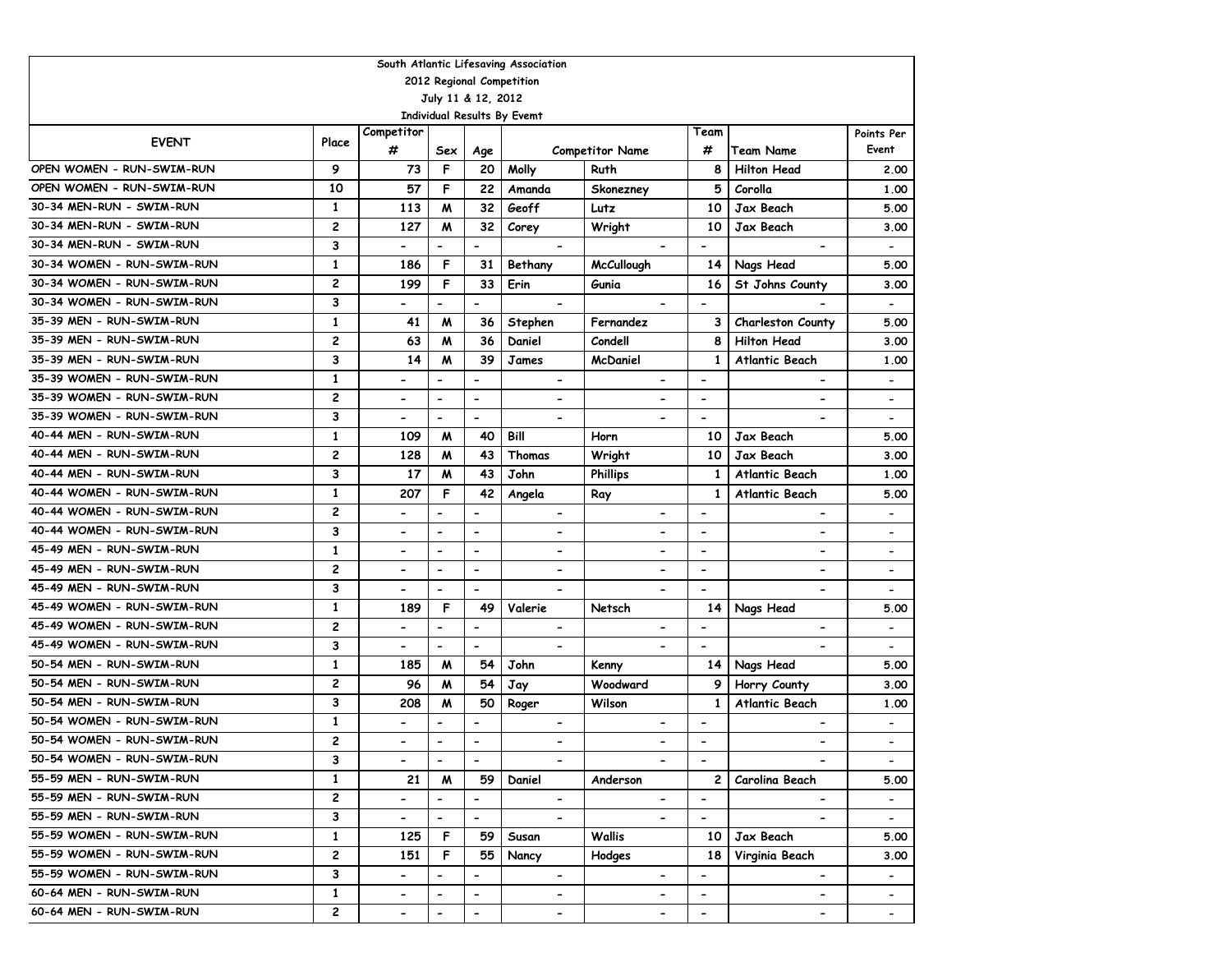South Atlantic Lifesaving Association

2012 Regional Competition

July 11 & 12, 2012

Individual Results By Evemt

| EVENT | Place | Competitor # | Sex | Age | Competitor Name | | Team # | Team Name | Points Per Event |
|---|---|---|---|---|---|---|---|---|---|
| OPEN WOMEN - RUN-SWIM-RUN | 9 | 73 | F | 20 | Molly | Ruth | 8 | Hilton Head | 2.00 |
| OPEN WOMEN - RUN-SWIM-RUN | 10 | 57 | F | 22 | Amanda | Skonezney | 5 | Corolla | 1.00 |
| 30-34 MEN-RUN - SWIM-RUN | 1 | 113 | M | 32 | Geoff | Lutz | 10 | Jax Beach | 5.00 |
| 30-34 MEN-RUN - SWIM-RUN | 2 | 127 | M | 32 | Corey | Wright | 10 | Jax Beach | 3.00 |
| 30-34 MEN-RUN - SWIM-RUN | 3 | - | - | - | - | - | - | - | - |
| 30-34 WOMEN - RUN-SWIM-RUN | 1 | 186 | F | 31 | Bethany | McCullough | 14 | Nags Head | 5.00 |
| 30-34 WOMEN - RUN-SWIM-RUN | 2 | 199 | F | 33 | Erin | Gunia | 16 | St Johns County | 3.00 |
| 30-34 WOMEN - RUN-SWIM-RUN | 3 | - | - | - | - | - | - | - | - |
| 35-39 MEN - RUN-SWIM-RUN | 1 | 41 | M | 36 | Stephen | Fernandez | 3 | Charleston County | 5.00 |
| 35-39 MEN - RUN-SWIM-RUN | 2 | 63 | M | 36 | Daniel | Condell | 8 | Hilton Head | 3.00 |
| 35-39 MEN - RUN-SWIM-RUN | 3 | 14 | M | 39 | James | McDaniel | 1 | Atlantic Beach | 1.00 |
| 35-39 WOMEN - RUN-SWIM-RUN | 1 | - | - | - | - | - | - | - | - |
| 35-39 WOMEN - RUN-SWIM-RUN | 2 | - | - | - | - | - | - | - | - |
| 35-39 WOMEN - RUN-SWIM-RUN | 3 | - | - | - | - | - | - | - | - |
| 40-44 MEN - RUN-SWIM-RUN | 1 | 109 | M | 40 | Bill | Horn | 10 | Jax Beach | 5.00 |
| 40-44 MEN - RUN-SWIM-RUN | 2 | 128 | M | 43 | Thomas | Wright | 10 | Jax Beach | 3.00 |
| 40-44 MEN - RUN-SWIM-RUN | 3 | 17 | M | 43 | John | Phillips | 1 | Atlantic Beach | 1.00 |
| 40-44 WOMEN - RUN-SWIM-RUN | 1 | 207 | F | 42 | Angela | Ray | 1 | Atlantic Beach | 5.00 |
| 40-44 WOMEN - RUN-SWIM-RUN | 2 | - | - | - | - | - | - | - | - |
| 40-44 WOMEN - RUN-SWIM-RUN | 3 | - | - | - | - | - | - | - | - |
| 45-49 MEN - RUN-SWIM-RUN | 1 | - | - | - | - | - | - | - | - |
| 45-49 MEN - RUN-SWIM-RUN | 2 | - | - | - | - | - | - | - | - |
| 45-49 MEN - RUN-SWIM-RUN | 3 | - | - | - | - | - | - | - | - |
| 45-49 WOMEN - RUN-SWIM-RUN | 1 | 189 | F | 49 | Valerie | Netsch | 14 | Nags Head | 5.00 |
| 45-49 WOMEN - RUN-SWIM-RUN | 2 | - | - | - | - | - | - | - | - |
| 45-49 WOMEN - RUN-SWIM-RUN | 3 | - | - | - | - | - | - | - | - |
| 50-54 MEN - RUN-SWIM-RUN | 1 | 185 | M | 54 | John | Kenny | 14 | Nags Head | 5.00 |
| 50-54 MEN - RUN-SWIM-RUN | 2 | 96 | M | 54 | Jay | Woodward | 9 | Horry County | 3.00 |
| 50-54 MEN - RUN-SWIM-RUN | 3 | 208 | M | 50 | Roger | Wilson | 1 | Atlantic Beach | 1.00 |
| 50-54 WOMEN - RUN-SWIM-RUN | 1 | - | - | - | - | - | - | - | - |
| 50-54 WOMEN - RUN-SWIM-RUN | 2 | - | - | - | - | - | - | - | - |
| 50-54 WOMEN - RUN-SWIM-RUN | 3 | - | - | - | - | - | - | - | - |
| 55-59 MEN - RUN-SWIM-RUN | 1 | 21 | M | 59 | Daniel | Anderson | 2 | Carolina Beach | 5.00 |
| 55-59 MEN - RUN-SWIM-RUN | 2 | - | - | - | - | - | - | - | - |
| 55-59 MEN - RUN-SWIM-RUN | 3 | - | - | - | - | - | - | - | - |
| 55-59 WOMEN - RUN-SWIM-RUN | 1 | 125 | F | 59 | Susan | Wallis | 10 | Jax Beach | 5.00 |
| 55-59 WOMEN - RUN-SWIM-RUN | 2 | 151 | F | 55 | Nancy | Hodges | 18 | Virginia Beach | 3.00 |
| 55-59 WOMEN - RUN-SWIM-RUN | 3 | - | - | - | - | - | - | - | - |
| 60-64 MEN - RUN-SWIM-RUN | 1 | - | - | - | - | - | - | - | - |
| 60-64 MEN - RUN-SWIM-RUN | 2 | - | - | - | - | - | - | - | - |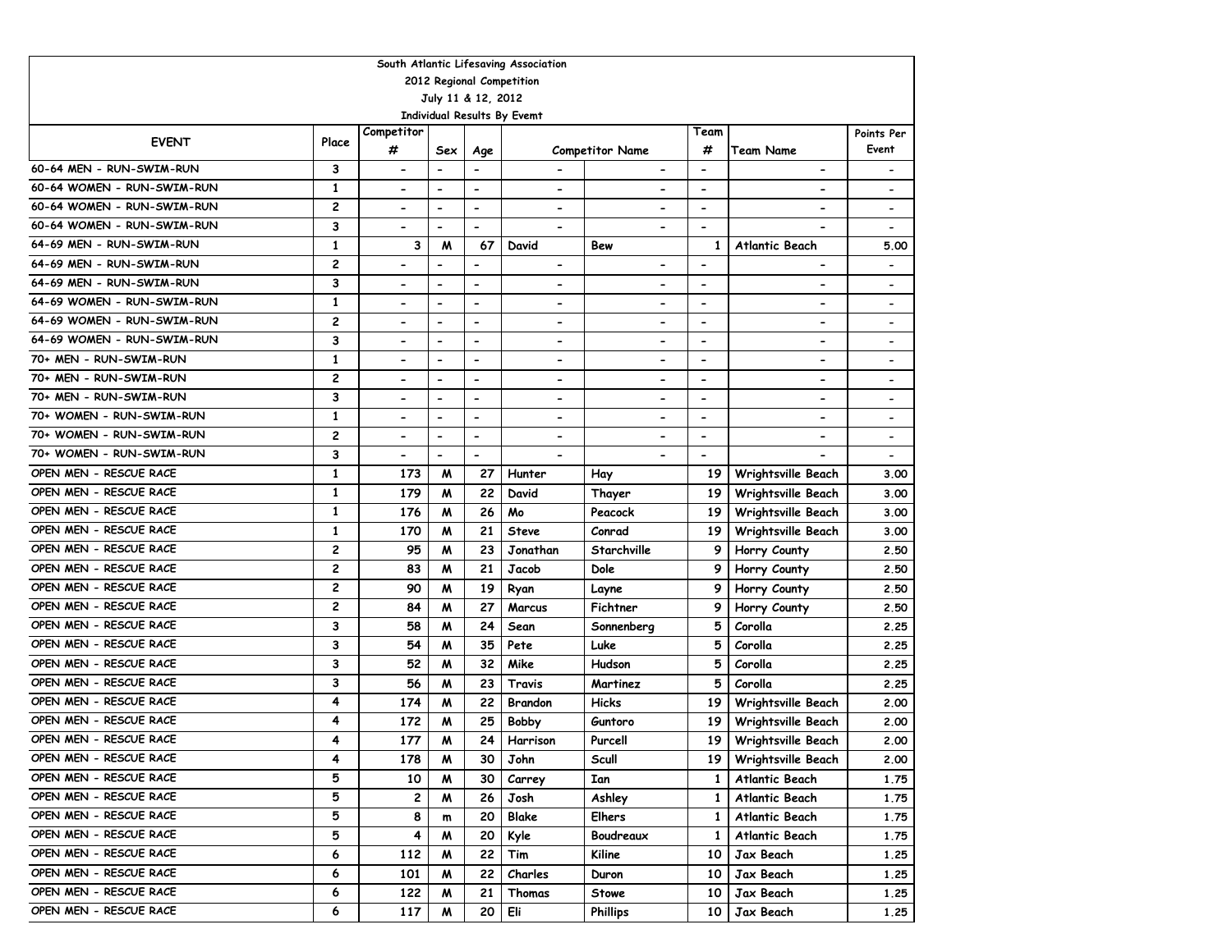| South Atlantic Lifesaving Association | | | | | | | | | |
|---|---|---|---|---|---|---|---|---|---|
| 2012 Regional Competition | | | | | | | | | |
| July 11 & 12, 2012 | | | | | | | | | |
| Individual Results By Evemt | | | | | | | | | |
| EVENT | Place | Competitor # | Sex | Age | Competitor Name | | Team # | Team Name | Points Per Event |
| 60-64 MEN - RUN-SWIM-RUN | 3 | - | - | - | - | - | - | - | - |
| 60-64 WOMEN - RUN-SWIM-RUN | 1 | - | - | - | - | - | - | - | - |
| 60-64 WOMEN - RUN-SWIM-RUN | 2 | - | - | - | - | - | - | - | - |
| 60-64 WOMEN - RUN-SWIM-RUN | 3 | - | - | - | - | - | - | - | - |
| 64-69 MEN - RUN-SWIM-RUN | 1 | 3 | M | 67 | David | Bew | 1 | Atlantic Beach | 5.00 |
| 64-69 MEN - RUN-SWIM-RUN | 2 | - | - | - | - | - | - | - | - |
| 64-69 MEN - RUN-SWIM-RUN | 3 | - | - | - | - | - | - | - | - |
| 64-69 WOMEN - RUN-SWIM-RUN | 1 | - | - | - | - | - | - | - | - |
| 64-69 WOMEN - RUN-SWIM-RUN | 2 | - | - | - | - | - | - | - | - |
| 64-69 WOMEN - RUN-SWIM-RUN | 3 | - | - | - | - | - | - | - | - |
| 70+ MEN - RUN-SWIM-RUN | 1 | - | - | - | - | - | - | - | - |
| 70+ MEN - RUN-SWIM-RUN | 2 | - | - | - | - | - | - | - | - |
| 70+ MEN - RUN-SWIM-RUN | 3 | - | - | - | - | - | - | - | - |
| 70+ WOMEN - RUN-SWIM-RUN | 1 | - | - | - | - | - | - | - | - |
| 70+ WOMEN - RUN-SWIM-RUN | 2 | - | - | - | - | - | - | - | - |
| 70+ WOMEN - RUN-SWIM-RUN | 3 | - | - | - | - | - | - | - | - |
| OPEN MEN - RESCUE RACE | 1 | 173 | M | 27 | Hunter | Hay | 19 | Wrightsville Beach | 3.00 |
| OPEN MEN - RESCUE RACE | 1 | 179 | M | 22 | David | Thayer | 19 | Wrightsville Beach | 3.00 |
| OPEN MEN - RESCUE RACE | 1 | 176 | M | 26 | Mo | Peacock | 19 | Wrightsville Beach | 3.00 |
| OPEN MEN - RESCUE RACE | 1 | 170 | M | 21 | Steve | Conrad | 19 | Wrightsville Beach | 3.00 |
| OPEN MEN - RESCUE RACE | 2 | 95 | M | 23 | Jonathan | Starchville | 9 | Horry County | 2.50 |
| OPEN MEN - RESCUE RACE | 2 | 83 | M | 21 | Jacob | Dole | 9 | Horry County | 2.50 |
| OPEN MEN - RESCUE RACE | 2 | 90 | M | 19 | Ryan | Layne | 9 | Horry County | 2.50 |
| OPEN MEN - RESCUE RACE | 2 | 84 | M | 27 | Marcus | Fichtner | 9 | Horry County | 2.50 |
| OPEN MEN - RESCUE RACE | 3 | 58 | M | 24 | Sean | Sonnenberg | 5 | Corolla | 2.25 |
| OPEN MEN - RESCUE RACE | 3 | 54 | M | 35 | Pete | Luke | 5 | Corolla | 2.25 |
| OPEN MEN - RESCUE RACE | 3 | 52 | M | 32 | Mike | Hudson | 5 | Corolla | 2.25 |
| OPEN MEN - RESCUE RACE | 3 | 56 | M | 23 | Travis | Martinez | 5 | Corolla | 2.25 |
| OPEN MEN - RESCUE RACE | 4 | 174 | M | 22 | Brandon | Hicks | 19 | Wrightsville Beach | 2.00 |
| OPEN MEN - RESCUE RACE | 4 | 172 | M | 25 | Bobby | Guntoro | 19 | Wrightsville Beach | 2.00 |
| OPEN MEN - RESCUE RACE | 4 | 177 | M | 24 | Harrison | Purcell | 19 | Wrightsville Beach | 2.00 |
| OPEN MEN - RESCUE RACE | 4 | 178 | M | 30 | John | Scull | 19 | Wrightsville Beach | 2.00 |
| OPEN MEN - RESCUE RACE | 5 | 10 | M | 30 | Carrey | Ian | 1 | Atlantic Beach | 1.75 |
| OPEN MEN - RESCUE RACE | 5 | 2 | M | 26 | Josh | Ashley | 1 | Atlantic Beach | 1.75 |
| OPEN MEN - RESCUE RACE | 5 | 8 | m | 20 | Blake | Elhers | 1 | Atlantic Beach | 1.75 |
| OPEN MEN - RESCUE RACE | 5 | 4 | M | 20 | Kyle | Boudreaux | 1 | Atlantic Beach | 1.75 |
| OPEN MEN - RESCUE RACE | 6 | 112 | M | 22 | Tim | Kiline | 10 | Jax Beach | 1.25 |
| OPEN MEN - RESCUE RACE | 6 | 101 | M | 22 | Charles | Duron | 10 | Jax Beach | 1.25 |
| OPEN MEN - RESCUE RACE | 6 | 122 | M | 21 | Thomas | Stowe | 10 | Jax Beach | 1.25 |
| OPEN MEN - RESCUE RACE | 6 | 117 | M | 20 | Eli | Phillips | 10 | Jax Beach | 1.25 |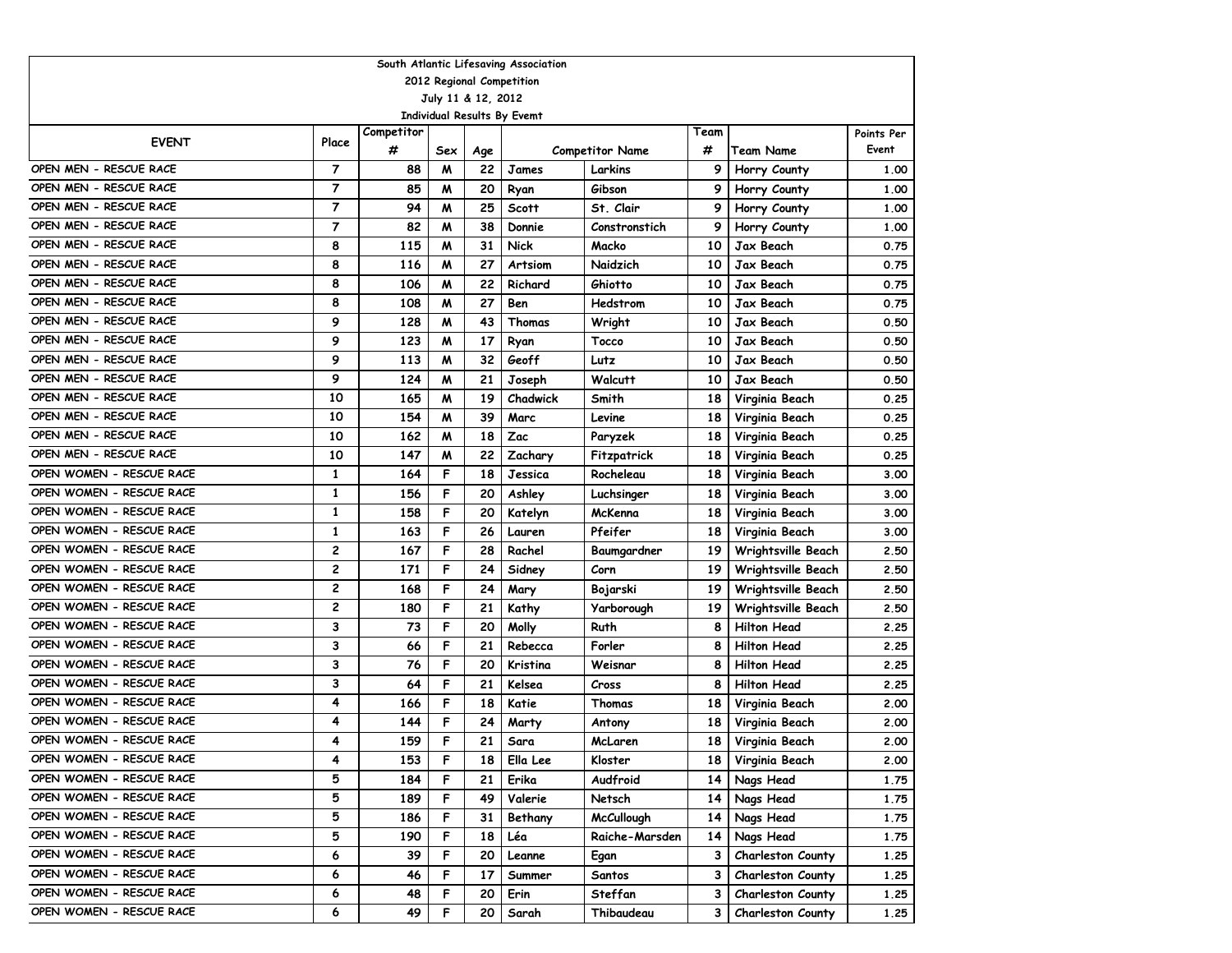| South Atlantic Lifesaving Association | | | | | | | | | |
|---|---|---|---|---|---|---|---|---|---|
| 2012 Regional Competition | | | | | | | | | |
| July 11 & 12, 2012 | | | | | | | | | |
| Individual Results By Evemt | | | | | | | | | |
| EVENT | Place | Competitor # | Sex | Age | Competitor Name | | Team # | Team Name | Points Per Event |
| OPEN MEN - RESCUE RACE | 7 | 88 | M | 22 | James | Larkins | 9 | Horry County | 1.00 |
| OPEN MEN - RESCUE RACE | 7 | 85 | M | 20 | Ryan | Gibson | 9 | Horry County | 1.00 |
| OPEN MEN - RESCUE RACE | 7 | 94 | M | 25 | Scott | St. Clair | 9 | Horry County | 1.00 |
| OPEN MEN - RESCUE RACE | 7 | 82 | M | 38 | Donnie | Constronstich | 9 | Horry County | 1.00 |
| OPEN MEN - RESCUE RACE | 8 | 115 | M | 31 | Nick | Macko | 10 | Jax Beach | 0.75 |
| OPEN MEN - RESCUE RACE | 8 | 116 | M | 27 | Artsiom | Naidzich | 10 | Jax Beach | 0.75 |
| OPEN MEN - RESCUE RACE | 8 | 106 | M | 22 | Richard | Ghiotto | 10 | Jax Beach | 0.75 |
| OPEN MEN - RESCUE RACE | 8 | 108 | M | 27 | Ben | Hedstrom | 10 | Jax Beach | 0.75 |
| OPEN MEN - RESCUE RACE | 9 | 128 | M | 43 | Thomas | Wright | 10 | Jax Beach | 0.50 |
| OPEN MEN - RESCUE RACE | 9 | 123 | M | 17 | Ryan | Tocco | 10 | Jax Beach | 0.50 |
| OPEN MEN - RESCUE RACE | 9 | 113 | M | 32 | Geoff | Lutz | 10 | Jax Beach | 0.50 |
| OPEN MEN - RESCUE RACE | 9 | 124 | M | 21 | Joseph | Walcutt | 10 | Jax Beach | 0.50 |
| OPEN MEN - RESCUE RACE | 10 | 165 | M | 19 | Chadwick | Smith | 18 | Virginia Beach | 0.25 |
| OPEN MEN - RESCUE RACE | 10 | 154 | M | 39 | Marc | Levine | 18 | Virginia Beach | 0.25 |
| OPEN MEN - RESCUE RACE | 10 | 162 | M | 18 | Zac | Paryzek | 18 | Virginia Beach | 0.25 |
| OPEN MEN - RESCUE RACE | 10 | 147 | M | 22 | Zachary | Fitzpatrick | 18 | Virginia Beach | 0.25 |
| OPEN WOMEN - RESCUE RACE | 1 | 164 | F | 18 | Jessica | Rocheleau | 18 | Virginia Beach | 3.00 |
| OPEN WOMEN - RESCUE RACE | 1 | 156 | F | 20 | Ashley | Luchsinger | 18 | Virginia Beach | 3.00 |
| OPEN WOMEN - RESCUE RACE | 1 | 158 | F | 20 | Katelyn | McKenna | 18 | Virginia Beach | 3.00 |
| OPEN WOMEN - RESCUE RACE | 1 | 163 | F | 26 | Lauren | Pfeifer | 18 | Virginia Beach | 3.00 |
| OPEN WOMEN - RESCUE RACE | 2 | 167 | F | 28 | Rachel | Baumgardner | 19 | Wrightsville Beach | 2.50 |
| OPEN WOMEN - RESCUE RACE | 2 | 171 | F | 24 | Sidney | Corn | 19 | Wrightsville Beach | 2.50 |
| OPEN WOMEN - RESCUE RACE | 2 | 168 | F | 24 | Mary | Bojarski | 19 | Wrightsville Beach | 2.50 |
| OPEN WOMEN - RESCUE RACE | 2 | 180 | F | 21 | Kathy | Yarborough | 19 | Wrightsville Beach | 2.50 |
| OPEN WOMEN - RESCUE RACE | 3 | 73 | F | 20 | Molly | Ruth | 8 | Hilton Head | 2.25 |
| OPEN WOMEN - RESCUE RACE | 3 | 66 | F | 21 | Rebecca | Forler | 8 | Hilton Head | 2.25 |
| OPEN WOMEN - RESCUE RACE | 3 | 76 | F | 20 | Kristina | Weisnar | 8 | Hilton Head | 2.25 |
| OPEN WOMEN - RESCUE RACE | 3 | 64 | F | 21 | Kelsea | Cross | 8 | Hilton Head | 2.25 |
| OPEN WOMEN - RESCUE RACE | 4 | 166 | F | 18 | Katie | Thomas | 18 | Virginia Beach | 2.00 |
| OPEN WOMEN - RESCUE RACE | 4 | 144 | F | 24 | Marty | Antony | 18 | Virginia Beach | 2.00 |
| OPEN WOMEN - RESCUE RACE | 4 | 159 | F | 21 | Sara | McLaren | 18 | Virginia Beach | 2.00 |
| OPEN WOMEN - RESCUE RACE | 4 | 153 | F | 18 | Ella Lee | Kloster | 18 | Virginia Beach | 2.00 |
| OPEN WOMEN - RESCUE RACE | 5 | 184 | F | 21 | Erika | Audfroid | 14 | Nags Head | 1.75 |
| OPEN WOMEN - RESCUE RACE | 5 | 189 | F | 49 | Valerie | Netsch | 14 | Nags Head | 1.75 |
| OPEN WOMEN - RESCUE RACE | 5 | 186 | F | 31 | Bethany | McCullough | 14 | Nags Head | 1.75 |
| OPEN WOMEN - RESCUE RACE | 5 | 190 | F | 18 | Léa | Raiche-Marsden | 14 | Nags Head | 1.75 |
| OPEN WOMEN - RESCUE RACE | 6 | 39 | F | 20 | Leanne | Egan | 3 | Charleston County | 1.25 |
| OPEN WOMEN - RESCUE RACE | 6 | 46 | F | 17 | Summer | Santos | 3 | Charleston County | 1.25 |
| OPEN WOMEN - RESCUE RACE | 6 | 48 | F | 20 | Erin | Steffan | 3 | Charleston County | 1.25 |
| OPEN WOMEN - RESCUE RACE | 6 | 49 | F | 20 | Sarah | Thibaudeau | 3 | Charleston County | 1.25 |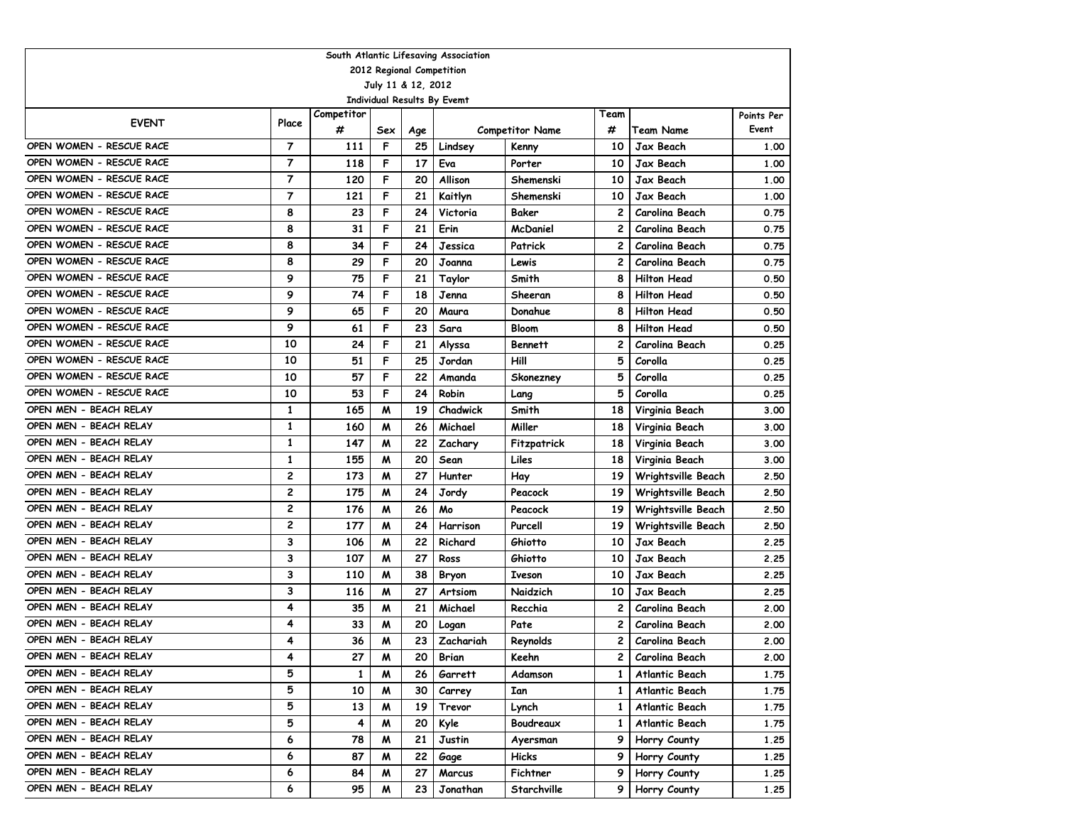South Atlantic Lifesaving Association

2012 Regional Competition

July 11 & 12, 2012

Individual Results By Evemt

| EVENT | Place | Competitor # | Sex | Age | Competitor Name | | Team # | Team Name | Points Per Event |
|---|---|---|---|---|---|---|---|---|---|
| OPEN WOMEN - RESCUE RACE | 7 | 111 | F | 25 | Lindsey | Kenny | 10 | Jax Beach | 1.00 |
| OPEN WOMEN - RESCUE RACE | 7 | 118 | F | 17 | Eva | Porter | 10 | Jax Beach | 1.00 |
| OPEN WOMEN - RESCUE RACE | 7 | 120 | F | 20 | Allison | Shemenski | 10 | Jax Beach | 1.00 |
| OPEN WOMEN - RESCUE RACE | 7 | 121 | F | 21 | Kaitlyn | Shemenski | 10 | Jax Beach | 1.00 |
| OPEN WOMEN - RESCUE RACE | 8 | 23 | F | 24 | Victoria | Baker | 2 | Carolina Beach | 0.75 |
| OPEN WOMEN - RESCUE RACE | 8 | 31 | F | 21 | Erin | McDaniel | 2 | Carolina Beach | 0.75 |
| OPEN WOMEN - RESCUE RACE | 8 | 34 | F | 24 | Jessica | Patrick | 2 | Carolina Beach | 0.75 |
| OPEN WOMEN - RESCUE RACE | 8 | 29 | F | 20 | Joanna | Lewis | 2 | Carolina Beach | 0.75 |
| OPEN WOMEN - RESCUE RACE | 9 | 75 | F | 21 | Taylor | Smith | 8 | Hilton Head | 0.50 |
| OPEN WOMEN - RESCUE RACE | 9 | 74 | F | 18 | Jenna | Sheeran | 8 | Hilton Head | 0.50 |
| OPEN WOMEN - RESCUE RACE | 9 | 65 | F | 20 | Maura | Donahue | 8 | Hilton Head | 0.50 |
| OPEN WOMEN - RESCUE RACE | 9 | 61 | F | 23 | Sara | Bloom | 8 | Hilton Head | 0.50 |
| OPEN WOMEN - RESCUE RACE | 10 | 24 | F | 21 | Alyssa | Bennett | 2 | Carolina Beach | 0.25 |
| OPEN WOMEN - RESCUE RACE | 10 | 51 | F | 25 | Jordan | Hill | 5 | Corolla | 0.25 |
| OPEN WOMEN - RESCUE RACE | 10 | 57 | F | 22 | Amanda | Skonezney | 5 | Corolla | 0.25 |
| OPEN WOMEN - RESCUE RACE | 10 | 53 | F | 24 | Robin | Lang | 5 | Corolla | 0.25 |
| OPEN MEN - BEACH RELAY | 1 | 165 | M | 19 | Chadwick | Smith | 18 | Virginia Beach | 3.00 |
| OPEN MEN - BEACH RELAY | 1 | 160 | M | 26 | Michael | Miller | 18 | Virginia Beach | 3.00 |
| OPEN MEN - BEACH RELAY | 1 | 147 | M | 22 | Zachary | Fitzpatrick | 18 | Virginia Beach | 3.00 |
| OPEN MEN - BEACH RELAY | 1 | 155 | M | 20 | Sean | Liles | 18 | Virginia Beach | 3.00 |
| OPEN MEN - BEACH RELAY | 2 | 173 | M | 27 | Hunter | Hay | 19 | Wrightsville Beach | 2.50 |
| OPEN MEN - BEACH RELAY | 2 | 175 | M | 24 | Jordy | Peacock | 19 | Wrightsville Beach | 2.50 |
| OPEN MEN - BEACH RELAY | 2 | 176 | M | 26 | Mo | Peacock | 19 | Wrightsville Beach | 2.50 |
| OPEN MEN - BEACH RELAY | 2 | 177 | M | 24 | Harrison | Purcell | 19 | Wrightsville Beach | 2.50 |
| OPEN MEN - BEACH RELAY | 3 | 106 | M | 22 | Richard | Ghiotto | 10 | Jax Beach | 2.25 |
| OPEN MEN - BEACH RELAY | 3 | 107 | M | 27 | Ross | Ghiotto | 10 | Jax Beach | 2.25 |
| OPEN MEN - BEACH RELAY | 3 | 110 | M | 38 | Bryon | Iveson | 10 | Jax Beach | 2.25 |
| OPEN MEN - BEACH RELAY | 3 | 116 | M | 27 | Artsiom | Naidzich | 10 | Jax Beach | 2.25 |
| OPEN MEN - BEACH RELAY | 4 | 35 | M | 21 | Michael | Recchia | 2 | Carolina Beach | 2.00 |
| OPEN MEN - BEACH RELAY | 4 | 33 | M | 20 | Logan | Pate | 2 | Carolina Beach | 2.00 |
| OPEN MEN - BEACH RELAY | 4 | 36 | M | 23 | Zachariah | Reynolds | 2 | Carolina Beach | 2.00 |
| OPEN MEN - BEACH RELAY | 4 | 27 | M | 20 | Brian | Keehn | 2 | Carolina Beach | 2.00 |
| OPEN MEN - BEACH RELAY | 5 | 1 | M | 26 | Garrett | Adamson | 1 | Atlantic Beach | 1.75 |
| OPEN MEN - BEACH RELAY | 5 | 10 | M | 30 | Carrey | Ian | 1 | Atlantic Beach | 1.75 |
| OPEN MEN - BEACH RELAY | 5 | 13 | M | 19 | Trevor | Lynch | 1 | Atlantic Beach | 1.75 |
| OPEN MEN - BEACH RELAY | 5 | 4 | M | 20 | Kyle | Boudreaux | 1 | Atlantic Beach | 1.75 |
| OPEN MEN - BEACH RELAY | 6 | 78 | M | 21 | Justin | Ayersman | 9 | Horry County | 1.25 |
| OPEN MEN - BEACH RELAY | 6 | 87 | M | 22 | Gage | Hicks | 9 | Horry County | 1.25 |
| OPEN MEN - BEACH RELAY | 6 | 84 | M | 27 | Marcus | Fichtner | 9 | Horry County | 1.25 |
| OPEN MEN - BEACH RELAY | 6 | 95 | M | 23 | Jonathan | Starchville | 9 | Horry County | 1.25 |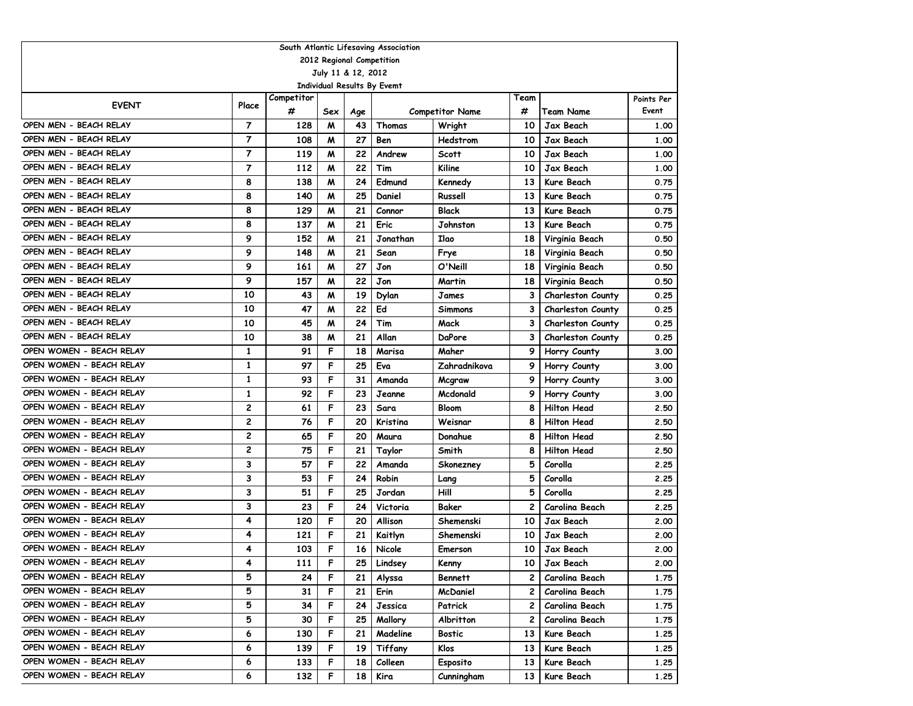South Atlantic Lifesaving Association

2012 Regional Competition

July 11 & 12, 2012

Individual Results By Evemt

| EVENT | Place | Competitor # | Sex | Age | Competitor Name | | Team # | Team Name | Points Per Event |
|---|---|---|---|---|---|---|---|---|---|
| OPEN MEN - BEACH RELAY | 7 | 128 | M | 43 | Thomas | Wright | 10 | Jax Beach | 1.00 |
| OPEN MEN - BEACH RELAY | 7 | 108 | M | 27 | Ben | Hedstrom | 10 | Jax Beach | 1.00 |
| OPEN MEN - BEACH RELAY | 7 | 119 | M | 22 | Andrew | Scott | 10 | Jax Beach | 1.00 |
| OPEN MEN - BEACH RELAY | 7 | 112 | M | 22 | Tim | Kiline | 10 | Jax Beach | 1.00 |
| OPEN MEN - BEACH RELAY | 8 | 138 | M | 24 | Edmund | Kennedy | 13 | Kure Beach | 0.75 |
| OPEN MEN - BEACH RELAY | 8 | 140 | M | 25 | Daniel | Russell | 13 | Kure Beach | 0.75 |
| OPEN MEN - BEACH RELAY | 8 | 129 | M | 21 | Connor | Black | 13 | Kure Beach | 0.75 |
| OPEN MEN - BEACH RELAY | 8 | 137 | M | 21 | Eric | Johnston | 13 | Kure Beach | 0.75 |
| OPEN MEN - BEACH RELAY | 9 | 152 | M | 21 | Jonathan | Ilao | 18 | Virginia Beach | 0.50 |
| OPEN MEN - BEACH RELAY | 9 | 148 | M | 21 | Sean | Frye | 18 | Virginia Beach | 0.50 |
| OPEN MEN - BEACH RELAY | 9 | 161 | M | 27 | Jon | O'Neill | 18 | Virginia Beach | 0.50 |
| OPEN MEN - BEACH RELAY | 9 | 157 | M | 22 | Jon | Martin | 18 | Virginia Beach | 0.50 |
| OPEN MEN - BEACH RELAY | 10 | 43 | M | 19 | Dylan | James | 3 | Charleston County | 0.25 |
| OPEN MEN - BEACH RELAY | 10 | 47 | M | 22 | Ed | Simmons | 3 | Charleston County | 0.25 |
| OPEN MEN - BEACH RELAY | 10 | 45 | M | 24 | Tim | Mack | 3 | Charleston County | 0.25 |
| OPEN MEN - BEACH RELAY | 10 | 38 | M | 21 | Allan | DaPore | 3 | Charleston County | 0.25 |
| OPEN WOMEN - BEACH RELAY | 1 | 91 | F | 18 | Marisa | Maher | 9 | Horry County | 3.00 |
| OPEN WOMEN - BEACH RELAY | 1 | 97 | F | 25 | Eva | Zahradnikova | 9 | Horry County | 3.00 |
| OPEN WOMEN - BEACH RELAY | 1 | 93 | F | 31 | Amanda | Mcgraw | 9 | Horry County | 3.00 |
| OPEN WOMEN - BEACH RELAY | 1 | 92 | F | 23 | Jeanne | Mcdonald | 9 | Horry County | 3.00 |
| OPEN WOMEN - BEACH RELAY | 2 | 61 | F | 23 | Sara | Bloom | 8 | Hilton Head | 2.50 |
| OPEN WOMEN - BEACH RELAY | 2 | 76 | F | 20 | Kristina | Weisnar | 8 | Hilton Head | 2.50 |
| OPEN WOMEN - BEACH RELAY | 2 | 65 | F | 20 | Maura | Donahue | 8 | Hilton Head | 2.50 |
| OPEN WOMEN - BEACH RELAY | 2 | 75 | F | 21 | Taylor | Smith | 8 | Hilton Head | 2.50 |
| OPEN WOMEN - BEACH RELAY | 3 | 57 | F | 22 | Amanda | Skonezney | 5 | Corolla | 2.25 |
| OPEN WOMEN - BEACH RELAY | 3 | 53 | F | 24 | Robin | Lang | 5 | Corolla | 2.25 |
| OPEN WOMEN - BEACH RELAY | 3 | 51 | F | 25 | Jordan | Hill | 5 | Corolla | 2.25 |
| OPEN WOMEN - BEACH RELAY | 3 | 23 | F | 24 | Victoria | Baker | 2 | Carolina Beach | 2.25 |
| OPEN WOMEN - BEACH RELAY | 4 | 120 | F | 20 | Allison | Shemenski | 10 | Jax Beach | 2.00 |
| OPEN WOMEN - BEACH RELAY | 4 | 121 | F | 21 | Kaitlyn | Shemenski | 10 | Jax Beach | 2.00 |
| OPEN WOMEN - BEACH RELAY | 4 | 103 | F | 16 | Nicole | Emerson | 10 | Jax Beach | 2.00 |
| OPEN WOMEN - BEACH RELAY | 4 | 111 | F | 25 | Lindsey | Kenny | 10 | Jax Beach | 2.00 |
| OPEN WOMEN - BEACH RELAY | 5 | 24 | F | 21 | Alyssa | Bennett | 2 | Carolina Beach | 1.75 |
| OPEN WOMEN - BEACH RELAY | 5 | 31 | F | 21 | Erin | McDaniel | 2 | Carolina Beach | 1.75 |
| OPEN WOMEN - BEACH RELAY | 5 | 34 | F | 24 | Jessica | Patrick | 2 | Carolina Beach | 1.75 |
| OPEN WOMEN - BEACH RELAY | 5 | 30 | F | 25 | Mallory | Albritton | 2 | Carolina Beach | 1.75 |
| OPEN WOMEN - BEACH RELAY | 6 | 130 | F | 21 | Madeline | Bostic | 13 | Kure Beach | 1.25 |
| OPEN WOMEN - BEACH RELAY | 6 | 139 | F | 19 | Tiffany | Klos | 13 | Kure Beach | 1.25 |
| OPEN WOMEN - BEACH RELAY | 6 | 133 | F | 18 | Colleen | Esposito | 13 | Kure Beach | 1.25 |
| OPEN WOMEN - BEACH RELAY | 6 | 132 | F | 18 | Kira | Cunningham | 13 | Kure Beach | 1.25 |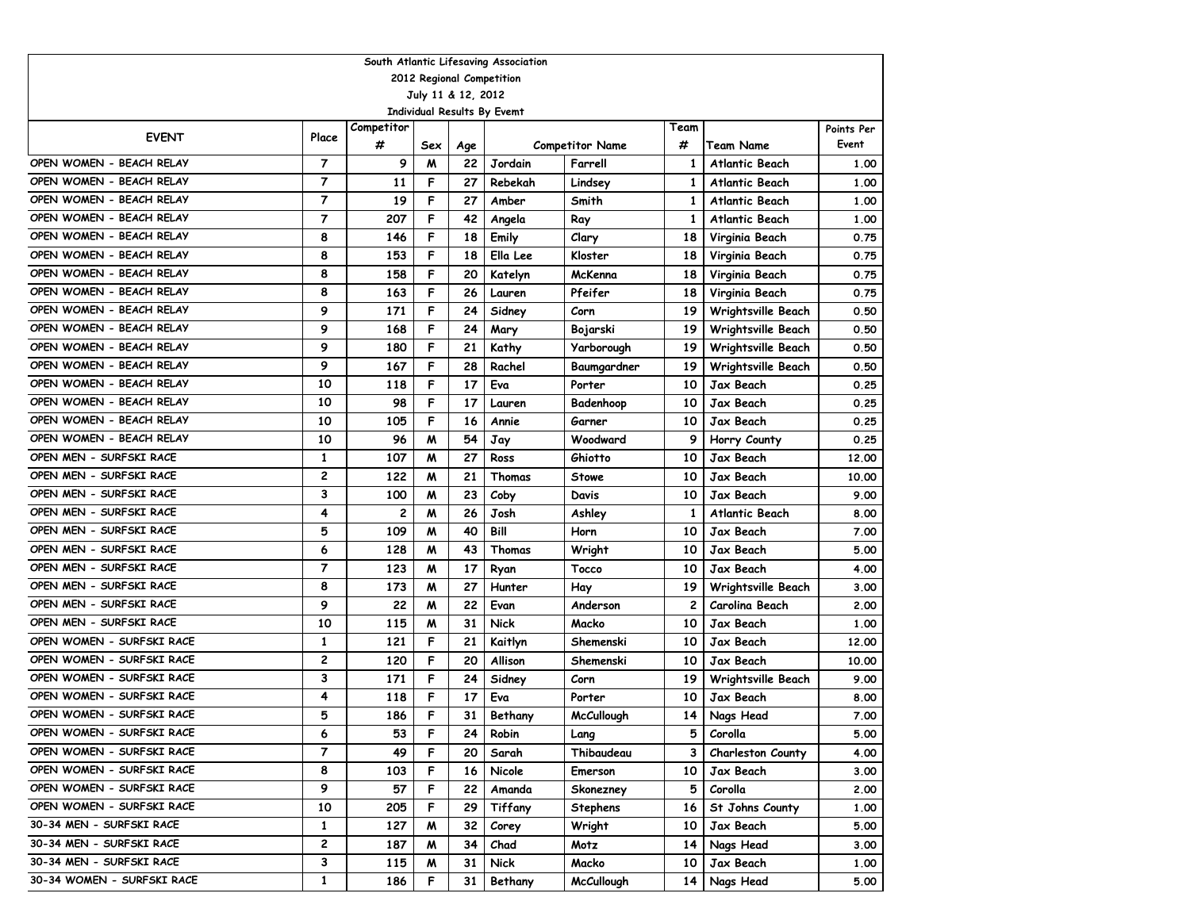South Atlantic Lifesaving Association

2012 Regional Competition

July 11 & 12, 2012

Individual Results By Evemt

| EVENT | Place | Competitor # | Sex | Age | Competitor Name | | Team # | Team Name | Points Per Event |
|---|---|---|---|---|---|---|---|---|---|
| OPEN WOMEN - BEACH RELAY | 7 | 9 | M | 22 | Jordain | Farrell | 1 | Atlantic Beach | 1.00 |
| OPEN WOMEN - BEACH RELAY | 7 | 11 | F | 27 | Rebekah | Lindsey | 1 | Atlantic Beach | 1.00 |
| OPEN WOMEN - BEACH RELAY | 7 | 19 | F | 27 | Amber | Smith | 1 | Atlantic Beach | 1.00 |
| OPEN WOMEN - BEACH RELAY | 7 | 207 | F | 42 | Angela | Ray | 1 | Atlantic Beach | 1.00 |
| OPEN WOMEN - BEACH RELAY | 8 | 146 | F | 18 | Emily | Clary | 18 | Virginia Beach | 0.75 |
| OPEN WOMEN - BEACH RELAY | 8 | 153 | F | 18 | Ella Lee | Kloster | 18 | Virginia Beach | 0.75 |
| OPEN WOMEN - BEACH RELAY | 8 | 158 | F | 20 | Katelyn | McKenna | 18 | Virginia Beach | 0.75 |
| OPEN WOMEN - BEACH RELAY | 8 | 163 | F | 26 | Lauren | Pfeifer | 18 | Virginia Beach | 0.75 |
| OPEN WOMEN - BEACH RELAY | 9 | 171 | F | 24 | Sidney | Corn | 19 | Wrightsville Beach | 0.50 |
| OPEN WOMEN - BEACH RELAY | 9 | 168 | F | 24 | Mary | Bojarski | 19 | Wrightsville Beach | 0.50 |
| OPEN WOMEN - BEACH RELAY | 9 | 180 | F | 21 | Kathy | Yarborough | 19 | Wrightsville Beach | 0.50 |
| OPEN WOMEN - BEACH RELAY | 9 | 167 | F | 28 | Rachel | Baumgardner | 19 | Wrightsville Beach | 0.50 |
| OPEN WOMEN - BEACH RELAY | 10 | 118 | F | 17 | Eva | Porter | 10 | Jax Beach | 0.25 |
| OPEN WOMEN - BEACH RELAY | 10 | 98 | F | 17 | Lauren | Badenhoop | 10 | Jax Beach | 0.25 |
| OPEN WOMEN - BEACH RELAY | 10 | 105 | F | 16 | Annie | Garner | 10 | Jax Beach | 0.25 |
| OPEN WOMEN - BEACH RELAY | 10 | 96 | M | 54 | Jay | Woodward | 9 | Horry County | 0.25 |
| OPEN MEN - SURFSKI RACE | 1 | 107 | M | 27 | Ross | Ghiotto | 10 | Jax Beach | 12.00 |
| OPEN MEN - SURFSKI RACE | 2 | 122 | M | 21 | Thomas | Stowe | 10 | Jax Beach | 10.00 |
| OPEN MEN - SURFSKI RACE | 3 | 100 | M | 23 | Coby | Davis | 10 | Jax Beach | 9.00 |
| OPEN MEN - SURFSKI RACE | 4 | 2 | M | 26 | Josh | Ashley | 1 | Atlantic Beach | 8.00 |
| OPEN MEN - SURFSKI RACE | 5 | 109 | M | 40 | Bill | Horn | 10 | Jax Beach | 7.00 |
| OPEN MEN - SURFSKI RACE | 6 | 128 | M | 43 | Thomas | Wright | 10 | Jax Beach | 5.00 |
| OPEN MEN - SURFSKI RACE | 7 | 123 | M | 17 | Ryan | Tocco | 10 | Jax Beach | 4.00 |
| OPEN MEN - SURFSKI RACE | 8 | 173 | M | 27 | Hunter | Hay | 19 | Wrightsville Beach | 3.00 |
| OPEN MEN - SURFSKI RACE | 9 | 22 | M | 22 | Evan | Anderson | 2 | Carolina Beach | 2.00 |
| OPEN MEN - SURFSKI RACE | 10 | 115 | M | 31 | Nick | Macko | 10 | Jax Beach | 1.00 |
| OPEN WOMEN - SURFSKI RACE | 1 | 121 | F | 21 | Kaitlyn | Shemenski | 10 | Jax Beach | 12.00 |
| OPEN WOMEN - SURFSKI RACE | 2 | 120 | F | 20 | Allison | Shemenski | 10 | Jax Beach | 10.00 |
| OPEN WOMEN - SURFSKI RACE | 3 | 171 | F | 24 | Sidney | Corn | 19 | Wrightsville Beach | 9.00 |
| OPEN WOMEN - SURFSKI RACE | 4 | 118 | F | 17 | Eva | Porter | 10 | Jax Beach | 8.00 |
| OPEN WOMEN - SURFSKI RACE | 5 | 186 | F | 31 | Bethany | McCullough | 14 | Nags Head | 7.00 |
| OPEN WOMEN - SURFSKI RACE | 6 | 53 | F | 24 | Robin | Lang | 5 | Corolla | 5.00 |
| OPEN WOMEN - SURFSKI RACE | 7 | 49 | F | 20 | Sarah | Thibaudeau | 3 | Charleston County | 4.00 |
| OPEN WOMEN - SURFSKI RACE | 8 | 103 | F | 16 | Nicole | Emerson | 10 | Jax Beach | 3.00 |
| OPEN WOMEN - SURFSKI RACE | 9 | 57 | F | 22 | Amanda | Skonezney | 5 | Corolla | 2.00 |
| OPEN WOMEN - SURFSKI RACE | 10 | 205 | F | 29 | Tiffany | Stephens | 16 | St Johns County | 1.00 |
| 30-34 MEN - SURFSKI RACE | 1 | 127 | M | 32 | Corey | Wright | 10 | Jax Beach | 5.00 |
| 30-34 MEN - SURFSKI RACE | 2 | 187 | M | 34 | Chad | Motz | 14 | Nags Head | 3.00 |
| 30-34 MEN - SURFSKI RACE | 3 | 115 | M | 31 | Nick | Macko | 10 | Jax Beach | 1.00 |
| 30-34 WOMEN - SURFSKI RACE | 1 | 186 | F | 31 | Bethany | McCullough | 14 | Nags Head | 5.00 |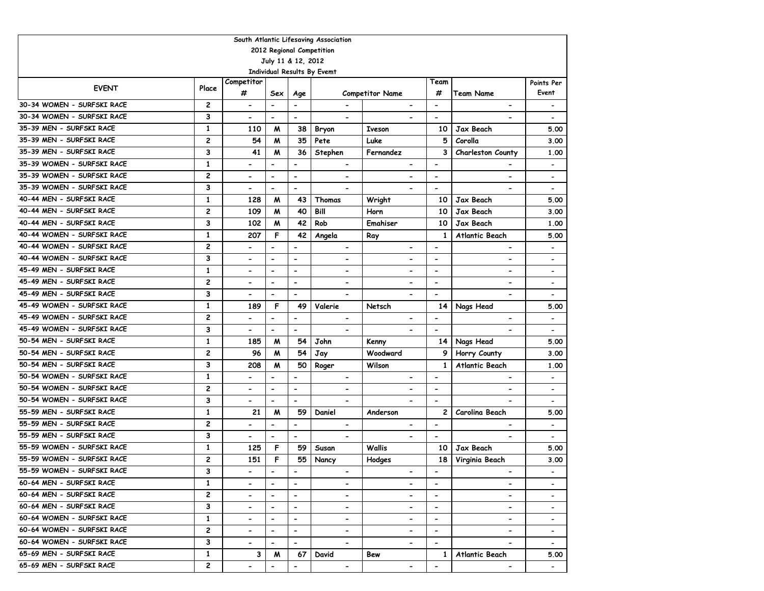South Atlantic Lifesaving Association

2012 Regional Competition

July 11 & 12, 2012

Individual Results By Evemt

| EVENT | Place | Competitor # | Sex | Age | Competitor Name | | Team # | Team Name | Points Per Event |
|---|---|---|---|---|---|---|---|---|---|
| 30-34 WOMEN - SURFSKI RACE | 2 | - | - | - | - | - | - | - | - |
| 30-34 WOMEN - SURFSKI RACE | 3 | - | - | - | - | - | - | - | - |
| 35-39 MEN - SURFSKI RACE | 1 | 110 | M | 38 | Bryon | Iveson | 10 | Jax Beach | 5.00 |
| 35-39 MEN - SURFSKI RACE | 2 | 54 | M | 35 | Pete | Luke | 5 | Corolla | 3.00 |
| 35-39 MEN - SURFSKI RACE | 3 | 41 | M | 36 | Stephen | Fernandez | 3 | Charleston County | 1.00 |
| 35-39 WOMEN - SURFSKI RACE | 1 | - | - | - | - | - | - | - | - |
| 35-39 WOMEN - SURFSKI RACE | 2 | - | - | - | - | - | - | - | - |
| 35-39 WOMEN - SURFSKI RACE | 3 | - | - | - | - | - | - | - | - |
| 40-44 MEN - SURFSKI RACE | 1 | 128 | M | 43 | Thomas | Wright | 10 | Jax Beach | 5.00 |
| 40-44 MEN - SURFSKI RACE | 2 | 109 | M | 40 | Bill | Horn | 10 | Jax Beach | 3.00 |
| 40-44 MEN - SURFSKI RACE | 3 | 102 | M | 42 | Rob | Emahiser | 10 | Jax Beach | 1.00 |
| 40-44 WOMEN - SURFSKI RACE | 1 | 207 | F | 42 | Angela | Ray | 1 | Atlantic Beach | 5.00 |
| 40-44 WOMEN - SURFSKI RACE | 2 | - | - | - | - | - | - | - | - |
| 40-44 WOMEN - SURFSKI RACE | 3 | - | - | - | - | - | - | - | - |
| 45-49 MEN - SURFSKI RACE | 1 | - | - | - | - | - | - | - | - |
| 45-49 MEN - SURFSKI RACE | 2 | - | - | - | - | - | - | - | - |
| 45-49 MEN - SURFSKI RACE | 3 | - | - | - | - | - | - | - | - |
| 45-49 WOMEN - SURFSKI RACE | 1 | 189 | F | 49 | Valerie | Netsch | 14 | Nags Head | 5.00 |
| 45-49 WOMEN - SURFSKI RACE | 2 | - | - | - | - | - | - | - | - |
| 45-49 WOMEN - SURFSKI RACE | 3 | - | - | - | - | - | - | - | - |
| 50-54 MEN - SURFSKI RACE | 1 | 185 | M | 54 | John | Kenny | 14 | Nags Head | 5.00 |
| 50-54 MEN - SURFSKI RACE | 2 | 96 | M | 54 | Jay | Woodward | 9 | Horry County | 3.00 |
| 50-54 MEN - SURFSKI RACE | 3 | 208 | M | 50 | Roger | Wilson | 1 | Atlantic Beach | 1.00 |
| 50-54 WOMEN - SURFSKI RACE | 1 | - | - | - | - | - | - | - | - |
| 50-54 WOMEN - SURFSKI RACE | 2 | - | - | - | - | - | - | - | - |
| 50-54 WOMEN - SURFSKI RACE | 3 | - | - | - | - | - | - | - | - |
| 55-59 MEN - SURFSKI RACE | 1 | 21 | M | 59 | Daniel | Anderson | 2 | Carolina Beach | 5.00 |
| 55-59 MEN - SURFSKI RACE | 2 | - | - | - | - | - | - | - | - |
| 55-59 MEN - SURFSKI RACE | 3 | - | - | - | - | - | - | - | - |
| 55-59 WOMEN - SURFSKI RACE | 1 | 125 | F | 59 | Susan | Wallis | 10 | Jax Beach | 5.00 |
| 55-59 WOMEN - SURFSKI RACE | 2 | 151 | F | 55 | Nancy | Hodges | 18 | Virginia Beach | 3.00 |
| 55-59 WOMEN - SURFSKI RACE | 3 | - | - | - | - | - | - | - | - |
| 60-64 MEN - SURFSKI RACE | 1 | - | - | - | - | - | - | - | - |
| 60-64 MEN - SURFSKI RACE | 2 | - | - | - | - | - | - | - | - |
| 60-64 MEN - SURFSKI RACE | 3 | - | - | - | - | - | - | - | - |
| 60-64 WOMEN - SURFSKI RACE | 1 | - | - | - | - | - | - | - | - |
| 60-64 WOMEN - SURFSKI RACE | 2 | - | - | - | - | - | - | - | - |
| 60-64 WOMEN - SURFSKI RACE | 3 | - | - | - | - | - | - | - | - |
| 65-69 MEN - SURFSKI RACE | 1 | 3 | M | 67 | David | Bew | 1 | Atlantic Beach | 5.00 |
| 65-69 MEN - SURFSKI RACE | 2 | - | - | - | - | - | - | - | - |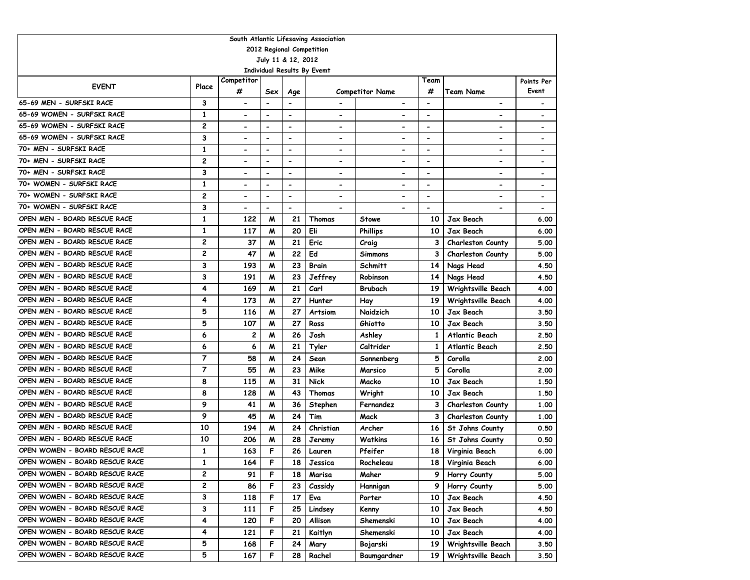South Atlantic Lifesaving Association
2012 Regional Competition
July 11 & 12, 2012
Individual Results By Evemt

| EVENT | Place | Competitor # | Sex | Age | Competitor Name | | Team # | Team Name | Points Per Event |
|---|---|---|---|---|---|---|---|---|---|
| 65-69 MEN - SURFSKI RACE | 3 | - | - | - | - | - | - | - | - |
| 65-69 WOMEN - SURFSKI RACE | 1 | - | - | - | - | - | - | - | - |
| 65-69 WOMEN - SURFSKI RACE | 2 | - | - | - | - | - | - | - | - |
| 65-69 WOMEN - SURFSKI RACE | 3 | - | - | - | - | - | - | - | - |
| 70+ MEN - SURFSKI RACE | 1 | - | - | - | - | - | - | - | - |
| 70+ MEN - SURFSKI RACE | 2 | - | - | - | - | - | - | - | - |
| 70+ MEN - SURFSKI RACE | 3 | - | - | - | - | - | - | - | - |
| 70+ WOMEN - SURFSKI RACE | 1 | - | - | - | - | - | - | - | - |
| 70+ WOMEN - SURFSKI RACE | 2 | - | - | - | - | - | - | - | - |
| 70+ WOMEN - SURFSKI RACE | 3 | - | - | - | - | - | - | - | - |
| OPEN MEN - BOARD RESCUE RACE | 1 | 122 | M | 21 | Thomas | Stowe | 10 | Jax Beach | 6.00 |
| OPEN MEN - BOARD RESCUE RACE | 1 | 117 | M | 20 | Eli | Phillips | 10 | Jax Beach | 6.00 |
| OPEN MEN - BOARD RESCUE RACE | 2 | 37 | M | 21 | Eric | Craig | 3 | Charleston County | 5.00 |
| OPEN MEN - BOARD RESCUE RACE | 2 | 47 | M | 22 | Ed | Simmons | 3 | Charleston County | 5.00 |
| OPEN MEN - BOARD RESCUE RACE | 3 | 193 | M | 23 | Brain | Schmitt | 14 | Nags Head | 4.50 |
| OPEN MEN - BOARD RESCUE RACE | 3 | 191 | M | 23 | Jeffrey | Robinson | 14 | Nags Head | 4.50 |
| OPEN MEN - BOARD RESCUE RACE | 4 | 169 | M | 21 | Carl | Brubach | 19 | Wrightsville Beach | 4.00 |
| OPEN MEN - BOARD RESCUE RACE | 4 | 173 | M | 27 | Hunter | Hay | 19 | Wrightsville Beach | 4.00 |
| OPEN MEN - BOARD RESCUE RACE | 5 | 116 | M | 27 | Artsiom | Naidzich | 10 | Jax Beach | 3.50 |
| OPEN MEN - BOARD RESCUE RACE | 5 | 107 | M | 27 | Ross | Ghiotto | 10 | Jax Beach | 3.50 |
| OPEN MEN - BOARD RESCUE RACE | 6 | 2 | M | 26 | Josh | Ashley | 1 | Atlantic Beach | 2.50 |
| OPEN MEN - BOARD RESCUE RACE | 6 | 6 | M | 21 | Tyler | Caltrider | 1 | Atlantic Beach | 2.50 |
| OPEN MEN - BOARD RESCUE RACE | 7 | 58 | M | 24 | Sean | Sonnenberg | 5 | Corolla | 2.00 |
| OPEN MEN - BOARD RESCUE RACE | 7 | 55 | M | 23 | Mike | Marsico | 5 | Corolla | 2.00 |
| OPEN MEN - BOARD RESCUE RACE | 8 | 115 | M | 31 | Nick | Macko | 10 | Jax Beach | 1.50 |
| OPEN MEN - BOARD RESCUE RACE | 8 | 128 | M | 43 | Thomas | Wright | 10 | Jax Beach | 1.50 |
| OPEN MEN - BOARD RESCUE RACE | 9 | 41 | M | 36 | Stephen | Fernandez | 3 | Charleston County | 1.00 |
| OPEN MEN - BOARD RESCUE RACE | 9 | 45 | M | 24 | Tim | Mack | 3 | Charleston County | 1.00 |
| OPEN MEN - BOARD RESCUE RACE | 10 | 194 | M | 24 | Christian | Archer | 16 | St Johns County | 0.50 |
| OPEN MEN - BOARD RESCUE RACE | 10 | 206 | M | 28 | Jeremy | Watkins | 16 | St Johns County | 0.50 |
| OPEN WOMEN - BOARD RESCUE RACE | 1 | 163 | F | 26 | Lauren | Pfeifer | 18 | Virginia Beach | 6.00 |
| OPEN WOMEN - BOARD RESCUE RACE | 1 | 164 | F | 18 | Jessica | Rocheleau | 18 | Virginia Beach | 6.00 |
| OPEN WOMEN - BOARD RESCUE RACE | 2 | 91 | F | 18 | Marisa | Maher | 9 | Horry County | 5.00 |
| OPEN WOMEN - BOARD RESCUE RACE | 2 | 86 | F | 23 | Cassidy | Hannigan | 9 | Horry County | 5.00 |
| OPEN WOMEN - BOARD RESCUE RACE | 3 | 118 | F | 17 | Eva | Porter | 10 | Jax Beach | 4.50 |
| OPEN WOMEN - BOARD RESCUE RACE | 3 | 111 | F | 25 | Lindsey | Kenny | 10 | Jax Beach | 4.50 |
| OPEN WOMEN - BOARD RESCUE RACE | 4 | 120 | F | 20 | Allison | Shemenski | 10 | Jax Beach | 4.00 |
| OPEN WOMEN - BOARD RESCUE RACE | 4 | 121 | F | 21 | Kaitlyn | Shemenski | 10 | Jax Beach | 4.00 |
| OPEN WOMEN - BOARD RESCUE RACE | 5 | 168 | F | 24 | Mary | Bojarski | 19 | Wrightsville Beach | 3.50 |
| OPEN WOMEN - BOARD RESCUE RACE | 5 | 167 | F | 28 | Rachel | Baumgardner | 19 | Wrightsville Beach | 3.50 |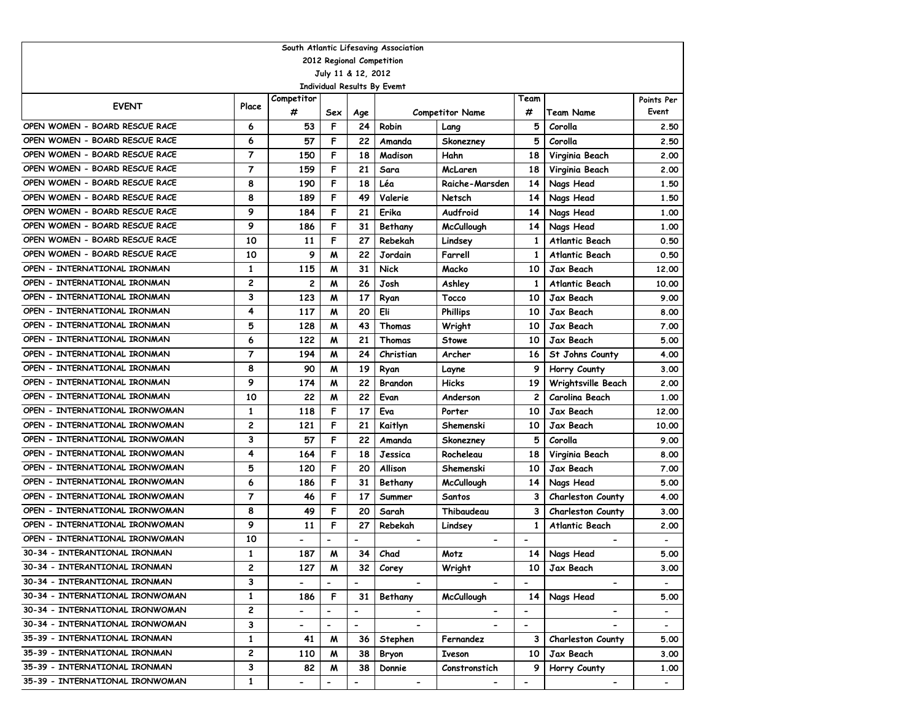| South Atlantic Lifesaving Association | | | | | | | | | | |
|---|---|---|---|---|---|---|---|---|---|---|
| 2012 Regional Competition | | | | | | | | | | |
| July 11 & 12, 2012 | | | | | | | | | | |
| Individual Results By Evemt | | | | | | | | | | |
| EVENT | Place | Competitor # | Sex | Age | Competitor Name | | Team # | Team Name | Points Per Event |
| OPEN WOMEN - BOARD RESCUE RACE | 6 | 53 | F | 24 | Robin | Lang | 5 | Corolla | 2.50 |
| OPEN WOMEN - BOARD RESCUE RACE | 6 | 57 | F | 22 | Amanda | Skonezney | 5 | Corolla | 2.50 |
| OPEN WOMEN - BOARD RESCUE RACE | 7 | 150 | F | 18 | Madison | Hahn | 18 | Virginia Beach | 2.00 |
| OPEN WOMEN - BOARD RESCUE RACE | 7 | 159 | F | 21 | Sara | McLaren | 18 | Virginia Beach | 2.00 |
| OPEN WOMEN - BOARD RESCUE RACE | 8 | 190 | F | 18 | Léa | Raiche-Marsden | 14 | Nags Head | 1.50 |
| OPEN WOMEN - BOARD RESCUE RACE | 8 | 189 | F | 49 | Valerie | Netsch | 14 | Nags Head | 1.50 |
| OPEN WOMEN - BOARD RESCUE RACE | 9 | 184 | F | 21 | Erika | Audfroid | 14 | Nags Head | 1.00 |
| OPEN WOMEN - BOARD RESCUE RACE | 9 | 186 | F | 31 | Bethany | McCullough | 14 | Nags Head | 1.00 |
| OPEN WOMEN - BOARD RESCUE RACE | 10 | 11 | F | 27 | Rebekah | Lindsey | 1 | Atlantic Beach | 0.50 |
| OPEN WOMEN - BOARD RESCUE RACE | 10 | 9 | M | 22 | Jordain | Farrell | 1 | Atlantic Beach | 0.50 |
| OPEN - INTERNATIONAL IRONMAN | 1 | 115 | M | 31 | Nick | Macko | 10 | Jax Beach | 12.00 |
| OPEN - INTERNATIONAL IRONMAN | 2 | 2 | M | 26 | Josh | Ashley | 1 | Atlantic Beach | 10.00 |
| OPEN - INTERNATIONAL IRONMAN | 3 | 123 | M | 17 | Ryan | Tocco | 10 | Jax Beach | 9.00 |
| OPEN - INTERNATIONAL IRONMAN | 4 | 117 | M | 20 | Eli | Phillips | 10 | Jax Beach | 8.00 |
| OPEN - INTERNATIONAL IRONMAN | 5 | 128 | M | 43 | Thomas | Wright | 10 | Jax Beach | 7.00 |
| OPEN - INTERNATIONAL IRONMAN | 6 | 122 | M | 21 | Thomas | Stowe | 10 | Jax Beach | 5.00 |
| OPEN - INTERNATIONAL IRONMAN | 7 | 194 | M | 24 | Christian | Archer | 16 | St Johns County | 4.00 |
| OPEN - INTERNATIONAL IRONMAN | 8 | 90 | M | 19 | Ryan | Layne | 9 | Horry County | 3.00 |
| OPEN - INTERNATIONAL IRONMAN | 9 | 174 | M | 22 | Brandon | Hicks | 19 | Wrightsville Beach | 2.00 |
| OPEN - INTERNATIONAL IRONMAN | 10 | 22 | M | 22 | Evan | Anderson | 2 | Carolina Beach | 1.00 |
| OPEN - INTERNATIONAL IRONWOMAN | 1 | 118 | F | 17 | Eva | Porter | 10 | Jax Beach | 12.00 |
| OPEN - INTERNATIONAL IRONWOMAN | 2 | 121 | F | 21 | Kaitlyn | Shemenski | 10 | Jax Beach | 10.00 |
| OPEN - INTERNATIONAL IRONWOMAN | 3 | 57 | F | 22 | Amanda | Skonezney | 5 | Corolla | 9.00 |
| OPEN - INTERNATIONAL IRONWOMAN | 4 | 164 | F | 18 | Jessica | Rocheleau | 18 | Virginia Beach | 8.00 |
| OPEN - INTERNATIONAL IRONWOMAN | 5 | 120 | F | 20 | Allison | Shemenski | 10 | Jax Beach | 7.00 |
| OPEN - INTERNATIONAL IRONWOMAN | 6 | 186 | F | 31 | Bethany | McCullough | 14 | Nags Head | 5.00 |
| OPEN - INTERNATIONAL IRONWOMAN | 7 | 46 | F | 17 | Summer | Santos | 3 | Charleston County | 4.00 |
| OPEN - INTERNATIONAL IRONWOMAN | 8 | 49 | F | 20 | Sarah | Thibaudeau | 3 | Charleston County | 3.00 |
| OPEN - INTERNATIONAL IRONWOMAN | 9 | 11 | F | 27 | Rebekah | Lindsey | 1 | Atlantic Beach | 2.00 |
| OPEN - INTERNATIONAL IRONWOMAN | 10 | - | - | - | - | - | - | - | - |
| 30-34 - INTERANTIONAL IRONMAN | 1 | 187 | M | 34 | Chad | Motz | 14 | Nags Head | 5.00 |
| 30-34 - INTERANTIONAL IRONMAN | 2 | 127 | M | 32 | Corey | Wright | 10 | Jax Beach | 3.00 |
| 30-34 - INTERANTIONAL IRONMAN | 3 | - | - | - | - | - | - | - | - |
| 30-34 - INTERNATIONAL IRONWOMAN | 1 | 186 | F | 31 | Bethany | McCullough | 14 | Nags Head | 5.00 |
| 30-34 - INTERNATIONAL IRONWOMAN | 2 | - | - | - | - | - | - | - | - |
| 30-34 - INTERNATIONAL IRONWOMAN | 3 | - | - | - | - | - | - | - | - |
| 35-39 - INTERNATIONAL IRONMAN | 1 | 41 | M | 36 | Stephen | Fernandez | 3 | Charleston County | 5.00 |
| 35-39 - INTERNATIONAL IRONMAN | 2 | 110 | M | 38 | Bryon | Iveson | 10 | Jax Beach | 3.00 |
| 35-39 - INTERNATIONAL IRONMAN | 3 | 82 | M | 38 | Donnie | Constronstich | 9 | Horry County | 1.00 |
| 35-39 - INTERNATIONAL IRONWOMAN | 1 | - | - | - | - | - | - | - | - |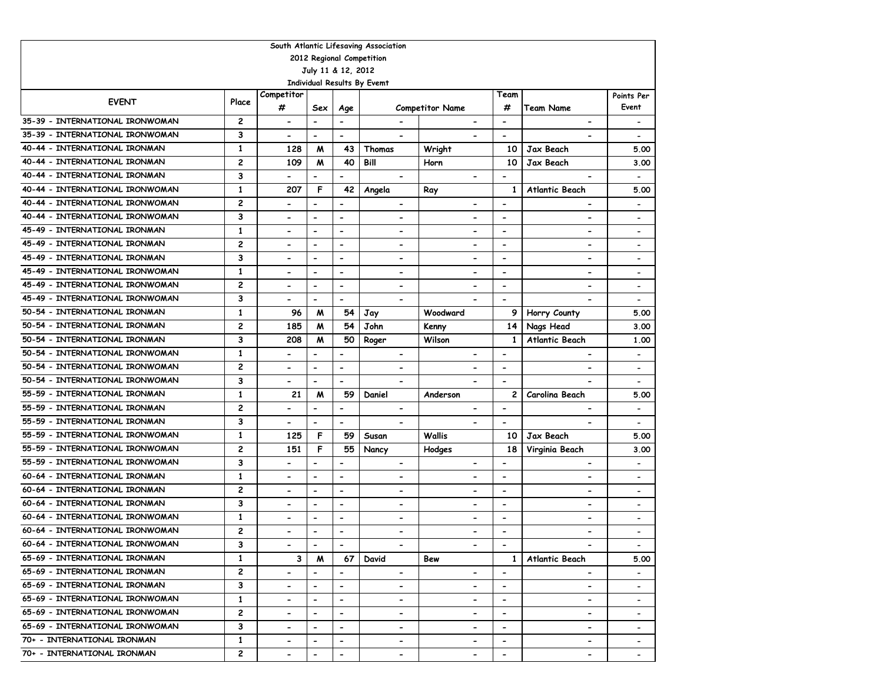South Atlantic Lifesaving Association

2012 Regional Competition

July 11 & 12, 2012

Individual Results By Evemt

| EVENT | Place | Competitor # | Sex | Age | Competitor Name | | Team # | Team Name | Points Per Event |
|---|---|---|---|---|---|---|---|---|---|
| 35-39 - INTERNATIONAL IRONWOMAN | 2 | - | - | - | - | - | - | - | - |
| 35-39 - INTERNATIONAL IRONWOMAN | 3 | - | - | - | - | - | - | - | - |
| 40-44 - INTERNATIONAL IRONMAN | 1 | 128 | M | 43 | Thomas | Wright | 10 | Jax Beach | 5.00 |
| 40-44 - INTERNATIONAL IRONMAN | 2 | 109 | M | 40 | Bill | Horn | 10 | Jax Beach | 3.00 |
| 40-44 - INTERNATIONAL IRONMAN | 3 | - | - | - | - | - | - | - | - |
| 40-44 - INTERNATIONAL IRONWOMAN | 1 | 207 | F | 42 | Angela | Ray | 1 | Atlantic Beach | 5.00 |
| 40-44 - INTERNATIONAL IRONWOMAN | 2 | - | - | - | - | - | - | - | - |
| 40-44 - INTERNATIONAL IRONWOMAN | 3 | - | - | - | - | - | - | - | - |
| 45-49 - INTERNATIONAL IRONMAN | 1 | - | - | - | - | - | - | - | - |
| 45-49 - INTERNATIONAL IRONMAN | 2 | - | - | - | - | - | - | - | - |
| 45-49 - INTERNATIONAL IRONMAN | 3 | - | - | - | - | - | - | - | - |
| 45-49 - INTERNATIONAL IRONWOMAN | 1 | - | - | - | - | - | - | - | - |
| 45-49 - INTERNATIONAL IRONWOMAN | 2 | - | - | - | - | - | - | - | - |
| 45-49 - INTERNATIONAL IRONWOMAN | 3 | - | - | - | - | - | - | - | - |
| 50-54 - INTERNATIONAL IRONMAN | 1 | 96 | M | 54 | Jay | Woodward | 9 | Horry County | 5.00 |
| 50-54 - INTERNATIONAL IRONMAN | 2 | 185 | M | 54 | John | Kenny | 14 | Nags Head | 3.00 |
| 50-54 - INTERNATIONAL IRONMAN | 3 | 208 | M | 50 | Roger | Wilson | 1 | Atlantic Beach | 1.00 |
| 50-54 - INTERNATIONAL IRONWOMAN | 1 | - | - | - | - | - | - | - | - |
| 50-54 - INTERNATIONAL IRONWOMAN | 2 | - | - | - | - | - | - | - | - |
| 50-54 - INTERNATIONAL IRONWOMAN | 3 | - | - | - | - | - | - | - | - |
| 55-59 - INTERNATIONAL IRONMAN | 1 | 21 | M | 59 | Daniel | Anderson | 2 | Carolina Beach | 5.00 |
| 55-59 - INTERNATIONAL IRONMAN | 2 | - | - | - | - | - | - | - | - |
| 55-59 - INTERNATIONAL IRONMAN | 3 | - | - | - | - | - | - | - | - |
| 55-59 - INTERNATIONAL IRONWOMAN | 1 | 125 | F | 59 | Susan | Wallis | 10 | Jax Beach | 5.00 |
| 55-59 - INTERNATIONAL IRONWOMAN | 2 | 151 | F | 55 | Nancy | Hodges | 18 | Virginia Beach | 3.00 |
| 55-59 - INTERNATIONAL IRONWOMAN | 3 | - | - | - | - | - | - | - | - |
| 60-64 - INTERNATIONAL IRONMAN | 1 | - | - | - | - | - | - | - | - |
| 60-64 - INTERNATIONAL IRONMAN | 2 | - | - | - | - | - | - | - | - |
| 60-64 - INTERNATIONAL IRONMAN | 3 | - | - | - | - | - | - | - | - |
| 60-64 - INTERNATIONAL IRONWOMAN | 1 | - | - | - | - | - | - | - | - |
| 60-64 - INTERNATIONAL IRONWOMAN | 2 | - | - | - | - | - | - | - | - |
| 60-64 - INTERNATIONAL IRONWOMAN | 3 | - | - | - | - | - | - | - | - |
| 65-69 - INTERNATIONAL IRONMAN | 1 | 3 | M | 67 | David | Bew | 1 | Atlantic Beach | 5.00 |
| 65-69 - INTERNATIONAL IRONMAN | 2 | - | - | - | - | - | - | - | - |
| 65-69 - INTERNATIONAL IRONMAN | 3 | - | - | - | - | - | - | - | - |
| 65-69 - INTERNATIONAL IRONWOMAN | 1 | - | - | - | - | - | - | - | - |
| 65-69 - INTERNATIONAL IRONWOMAN | 2 | - | - | - | - | - | - | - | - |
| 65-69 - INTERNATIONAL IRONWOMAN | 3 | - | - | - | - | - | - | - | - |
| 70+ - INTERNATIONAL IRONMAN | 1 | - | - | - | - | - | - | - | - |
| 70+ - INTERNATIONAL IRONMAN | 2 | - | - | - | - | - | - | - | - |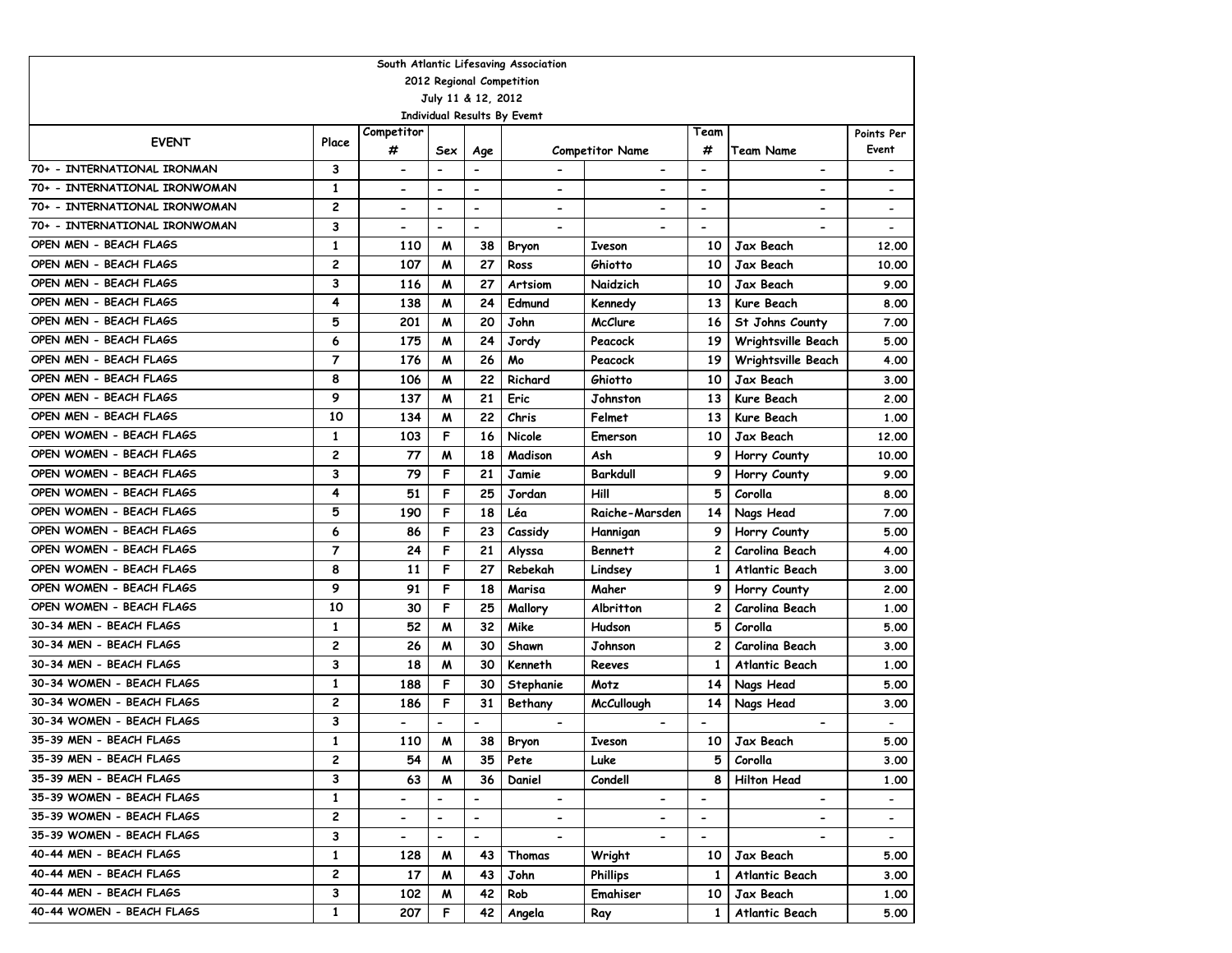South Atlantic Lifesaving Association

2012 Regional Competition

July 11 & 12, 2012

Individual Results By Evemt

| EVENT | Place | Competitor # | Sex | Age | Competitor Name | | Team # | Team Name | Points Per Event |
|---|---|---|---|---|---|---|---|---|---|
| 70+ - INTERNATIONAL IRONMAN | 3 | - | - | - | - | - | - | - | - |
| 70+ - INTERNATIONAL IRONWOMAN | 1 | - | - | - | - | - | - | - | - |
| 70+ - INTERNATIONAL IRONWOMAN | 2 | - | - | - | - | - | - | - | - |
| 70+ - INTERNATIONAL IRONWOMAN | 3 | - | - | - | - | - | - | - | - |
| OPEN MEN - BEACH FLAGS | 1 | 110 | M | 38 | Bryon | Iveson | 10 | Jax Beach | 12.00 |
| OPEN MEN - BEACH FLAGS | 2 | 107 | M | 27 | Ross | Ghiotto | 10 | Jax Beach | 10.00 |
| OPEN MEN - BEACH FLAGS | 3 | 116 | M | 27 | Artsiom | Naidzich | 10 | Jax Beach | 9.00 |
| OPEN MEN - BEACH FLAGS | 4 | 138 | M | 24 | Edmund | Kennedy | 13 | Kure Beach | 8.00 |
| OPEN MEN - BEACH FLAGS | 5 | 201 | M | 20 | John | McClure | 16 | St Johns County | 7.00 |
| OPEN MEN - BEACH FLAGS | 6 | 175 | M | 24 | Jordy | Peacock | 19 | Wrightsville Beach | 5.00 |
| OPEN MEN - BEACH FLAGS | 7 | 176 | M | 26 | Mo | Peacock | 19 | Wrightsville Beach | 4.00 |
| OPEN MEN - BEACH FLAGS | 8 | 106 | M | 22 | Richard | Ghiotto | 10 | Jax Beach | 3.00 |
| OPEN MEN - BEACH FLAGS | 9 | 137 | M | 21 | Eric | Johnston | 13 | Kure Beach | 2.00 |
| OPEN MEN - BEACH FLAGS | 10 | 134 | M | 22 | Chris | Felmet | 13 | Kure Beach | 1.00 |
| OPEN WOMEN - BEACH FLAGS | 1 | 103 | F | 16 | Nicole | Emerson | 10 | Jax Beach | 12.00 |
| OPEN WOMEN - BEACH FLAGS | 2 | 77 | M | 18 | Madison | Ash | 9 | Horry County | 10.00 |
| OPEN WOMEN - BEACH FLAGS | 3 | 79 | F | 21 | Jamie | Barkdull | 9 | Horry County | 9.00 |
| OPEN WOMEN - BEACH FLAGS | 4 | 51 | F | 25 | Jordan | Hill | 5 | Corolla | 8.00 |
| OPEN WOMEN - BEACH FLAGS | 5 | 190 | F | 18 | Léa | Raiche-Marsden | 14 | Nags Head | 7.00 |
| OPEN WOMEN - BEACH FLAGS | 6 | 86 | F | 23 | Cassidy | Hannigan | 9 | Horry County | 5.00 |
| OPEN WOMEN - BEACH FLAGS | 7 | 24 | F | 21 | Alyssa | Bennett | 2 | Carolina Beach | 4.00 |
| OPEN WOMEN - BEACH FLAGS | 8 | 11 | F | 27 | Rebekah | Lindsey | 1 | Atlantic Beach | 3.00 |
| OPEN WOMEN - BEACH FLAGS | 9 | 91 | F | 18 | Marisa | Maher | 9 | Horry County | 2.00 |
| OPEN WOMEN - BEACH FLAGS | 10 | 30 | F | 25 | Mallory | Albritton | 2 | Carolina Beach | 1.00 |
| 30-34 MEN - BEACH FLAGS | 1 | 52 | M | 32 | Mike | Hudson | 5 | Corolla | 5.00 |
| 30-34 MEN - BEACH FLAGS | 2 | 26 | M | 30 | Shawn | Johnson | 2 | Carolina Beach | 3.00 |
| 30-34 MEN - BEACH FLAGS | 3 | 18 | M | 30 | Kenneth | Reeves | 1 | Atlantic Beach | 1.00 |
| 30-34 WOMEN - BEACH FLAGS | 1 | 188 | F | 30 | Stephanie | Motz | 14 | Nags Head | 5.00 |
| 30-34 WOMEN - BEACH FLAGS | 2 | 186 | F | 31 | Bethany | McCullough | 14 | Nags Head | 3.00 |
| 30-34 WOMEN - BEACH FLAGS | 3 | - | - | - | - | - | - | - | - |
| 35-39 MEN - BEACH FLAGS | 1 | 110 | M | 38 | Bryon | Iveson | 10 | Jax Beach | 5.00 |
| 35-39 MEN - BEACH FLAGS | 2 | 54 | M | 35 | Pete | Luke | 5 | Corolla | 3.00 |
| 35-39 MEN - BEACH FLAGS | 3 | 63 | M | 36 | Daniel | Condell | 8 | Hilton Head | 1.00 |
| 35-39 WOMEN - BEACH FLAGS | 1 | - | - | - | - | - | - | - | - |
| 35-39 WOMEN - BEACH FLAGS | 2 | - | - | - | - | - | - | - | - |
| 35-39 WOMEN - BEACH FLAGS | 3 | - | - | - | - | - | - | - | - |
| 40-44 MEN - BEACH FLAGS | 1 | 128 | M | 43 | Thomas | Wright | 10 | Jax Beach | 5.00 |
| 40-44 MEN - BEACH FLAGS | 2 | 17 | M | 43 | John | Phillips | 1 | Atlantic Beach | 3.00 |
| 40-44 MEN - BEACH FLAGS | 3 | 102 | M | 42 | Rob | Emahiser | 10 | Jax Beach | 1.00 |
| 40-44 WOMEN - BEACH FLAGS | 1 | 207 | F | 42 | Angela | Ray | 1 | Atlantic Beach | 5.00 |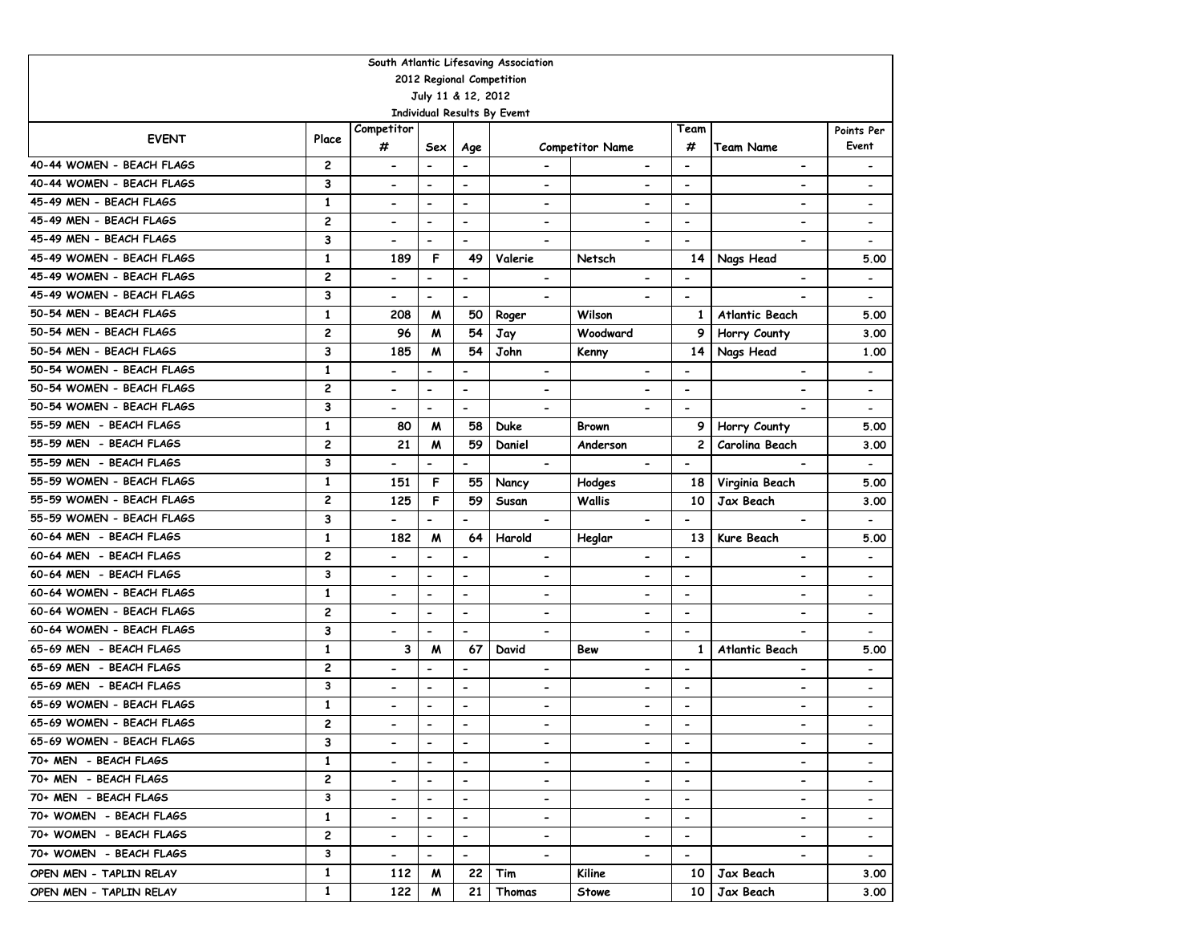South Atlantic Lifesaving Association
2012 Regional Competition
July 11 & 12, 2012
Individual Results By Evemt

| EVENT | Place | Competitor # | Sex | Age | Competitor Name | | Team # | Team Name | Points Per Event |
|---|---|---|---|---|---|---|---|---|---|
| 40-44 WOMEN - BEACH FLAGS | 2 | - | - | - | - | - | - | - | - |
| 40-44 WOMEN - BEACH FLAGS | 3 | - | - | - | - | - | - | - | - |
| 45-49 MEN - BEACH FLAGS | 1 | - | - | - | - | - | - | - | - |
| 45-49 MEN - BEACH FLAGS | 2 | - | - | - | - | - | - | - | - |
| 45-49 MEN - BEACH FLAGS | 3 | - | - | - | - | - | - | - | - |
| 45-49 WOMEN - BEACH FLAGS | 1 | 189 | F | 49 | Valerie | Netsch | 14 | Nags Head | 5.00 |
| 45-49 WOMEN - BEACH FLAGS | 2 | - | - | - | - | - | - | - | - |
| 45-49 WOMEN - BEACH FLAGS | 3 | - | - | - | - | - | - | - | - |
| 50-54 MEN - BEACH FLAGS | 1 | 208 | M | 50 | Roger | Wilson | 1 | Atlantic Beach | 5.00 |
| 50-54 MEN - BEACH FLAGS | 2 | 96 | M | 54 | Jay | Woodward | 9 | Horry County | 3.00 |
| 50-54 MEN - BEACH FLAGS | 3 | 185 | M | 54 | John | Kenny | 14 | Nags Head | 1.00 |
| 50-54 WOMEN - BEACH FLAGS | 1 | - | - | - | - | - | - | - | - |
| 50-54 WOMEN - BEACH FLAGS | 2 | - | - | - | - | - | - | - | - |
| 50-54 WOMEN - BEACH FLAGS | 3 | - | - | - | - | - | - | - | - |
| 55-59 MEN - BEACH FLAGS | 1 | 80 | M | 58 | Duke | Brown | 9 | Horry County | 5.00 |
| 55-59 MEN - BEACH FLAGS | 2 | 21 | M | 59 | Daniel | Anderson | 2 | Carolina Beach | 3.00 |
| 55-59 MEN - BEACH FLAGS | 3 | - | - | - | - | - | - | - | - |
| 55-59 WOMEN - BEACH FLAGS | 1 | 151 | F | 55 | Nancy | Hodges | 18 | Virginia Beach | 5.00 |
| 55-59 WOMEN - BEACH FLAGS | 2 | 125 | F | 59 | Susan | Wallis | 10 | Jax Beach | 3.00 |
| 55-59 WOMEN - BEACH FLAGS | 3 | - | - | - | - | - | - | - | - |
| 60-64 MEN - BEACH FLAGS | 1 | 182 | M | 64 | Harold | Heglar | 13 | Kure Beach | 5.00 |
| 60-64 MEN - BEACH FLAGS | 2 | - | - | - | - | - | - | - | - |
| 60-64 MEN - BEACH FLAGS | 3 | - | - | - | - | - | - | - | - |
| 60-64 WOMEN - BEACH FLAGS | 1 | - | - | - | - | - | - | - | - |
| 60-64 WOMEN - BEACH FLAGS | 2 | - | - | - | - | - | - | - | - |
| 60-64 WOMEN - BEACH FLAGS | 3 | - | - | - | - | - | - | - | - |
| 65-69 MEN - BEACH FLAGS | 1 | 3 | M | 67 | David | Bew | 1 | Atlantic Beach | 5.00 |
| 65-69 MEN - BEACH FLAGS | 2 | - | - | - | - | - | - | - | - |
| 65-69 MEN - BEACH FLAGS | 3 | - | - | - | - | - | - | - | - |
| 65-69 WOMEN - BEACH FLAGS | 1 | - | - | - | - | - | - | - | - |
| 65-69 WOMEN - BEACH FLAGS | 2 | - | - | - | - | - | - | - | - |
| 65-69 WOMEN - BEACH FLAGS | 3 | - | - | - | - | - | - | - | - |
| 70+ MEN - BEACH FLAGS | 1 | - | - | - | - | - | - | - | - |
| 70+ MEN - BEACH FLAGS | 2 | - | - | - | - | - | - | - | - |
| 70+ MEN - BEACH FLAGS | 3 | - | - | - | - | - | - | - | - |
| 70+ WOMEN - BEACH FLAGS | 1 | - | - | - | - | - | - | - | - |
| 70+ WOMEN - BEACH FLAGS | 2 | - | - | - | - | - | - | - | - |
| 70+ WOMEN - BEACH FLAGS | 3 | - | - | - | - | - | - | - | - |
| OPEN MEN - TAPLIN RELAY | 1 | 112 | M | 22 | Tim | Kiline | 10 | Jax Beach | 3.00 |
| OPEN MEN - TAPLIN RELAY | 1 | 122 | M | 21 | Thomas | Stowe | 10 | Jax Beach | 3.00 |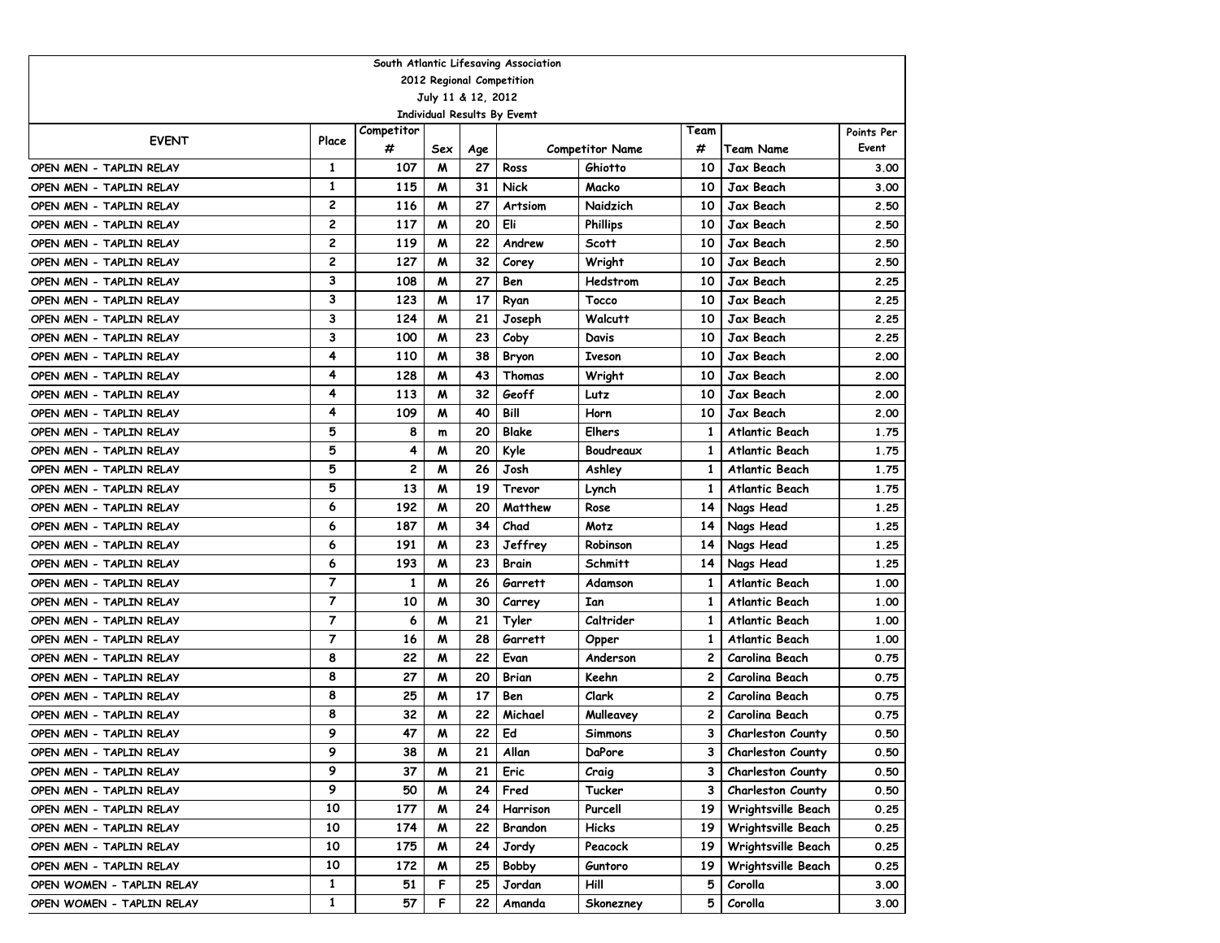| South Atlantic Lifesaving Association | | | | | | | | | |
|---|---|---|---|---|---|---|---|---|---|
| 2012 Regional Competition | | | | | | | | | |
| July 11 & 12, 2012 | | | | | | | | | |
| Individual Results By Evemt | | | | | | | | | |
| EVENT | Place | Competitor # | Sex | Age | Competitor Name | | Team # | Team Name | Points Per Event |
| OPEN MEN - TAPLIN RELAY | 1 | 107 | M | 27 | Ross | Ghiotto | 10 | Jax Beach | 3.00 |
| OPEN MEN - TAPLIN RELAY | 1 | 115 | M | 31 | Nick | Macko | 10 | Jax Beach | 3.00 |
| OPEN MEN - TAPLIN RELAY | 2 | 116 | M | 27 | Artsiom | Naidzich | 10 | Jax Beach | 2.50 |
| OPEN MEN - TAPLIN RELAY | 2 | 117 | M | 20 | Eli | Phillips | 10 | Jax Beach | 2.50 |
| OPEN MEN - TAPLIN RELAY | 2 | 119 | M | 22 | Andrew | Scott | 10 | Jax Beach | 2.50 |
| OPEN MEN - TAPLIN RELAY | 2 | 127 | M | 32 | Corey | Wright | 10 | Jax Beach | 2.50 |
| OPEN MEN - TAPLIN RELAY | 3 | 108 | M | 27 | Ben | Hedstrom | 10 | Jax Beach | 2.25 |
| OPEN MEN - TAPLIN RELAY | 3 | 123 | M | 17 | Ryan | Tocco | 10 | Jax Beach | 2.25 |
| OPEN MEN - TAPLIN RELAY | 3 | 124 | M | 21 | Joseph | Walcutt | 10 | Jax Beach | 2.25 |
| OPEN MEN - TAPLIN RELAY | 3 | 100 | M | 23 | Coby | Davis | 10 | Jax Beach | 2.25 |
| OPEN MEN - TAPLIN RELAY | 4 | 110 | M | 38 | Bryon | Iveson | 10 | Jax Beach | 2.00 |
| OPEN MEN - TAPLIN RELAY | 4 | 128 | M | 43 | Thomas | Wright | 10 | Jax Beach | 2.00 |
| OPEN MEN - TAPLIN RELAY | 4 | 113 | M | 32 | Geoff | Lutz | 10 | Jax Beach | 2.00 |
| OPEN MEN - TAPLIN RELAY | 4 | 109 | M | 40 | Bill | Horn | 10 | Jax Beach | 2.00 |
| OPEN MEN - TAPLIN RELAY | 5 | 8 | m | 20 | Blake | Elhers | 1 | Atlantic Beach | 1.75 |
| OPEN MEN - TAPLIN RELAY | 5 | 4 | M | 20 | Kyle | Boudreaux | 1 | Atlantic Beach | 1.75 |
| OPEN MEN - TAPLIN RELAY | 5 | 2 | M | 26 | Josh | Ashley | 1 | Atlantic Beach | 1.75 |
| OPEN MEN - TAPLIN RELAY | 5 | 13 | M | 19 | Trevor | Lynch | 1 | Atlantic Beach | 1.75 |
| OPEN MEN - TAPLIN RELAY | 6 | 192 | M | 20 | Matthew | Rose | 14 | Nags Head | 1.25 |
| OPEN MEN - TAPLIN RELAY | 6 | 187 | M | 34 | Chad | Motz | 14 | Nags Head | 1.25 |
| OPEN MEN - TAPLIN RELAY | 6 | 191 | M | 23 | Jeffrey | Robinson | 14 | Nags Head | 1.25 |
| OPEN MEN - TAPLIN RELAY | 6 | 193 | M | 23 | Brain | Schmitt | 14 | Nags Head | 1.25 |
| OPEN MEN - TAPLIN RELAY | 7 | 1 | M | 26 | Garrett | Adamson | 1 | Atlantic Beach | 1.00 |
| OPEN MEN - TAPLIN RELAY | 7 | 10 | M | 30 | Carrey | Ian | 1 | Atlantic Beach | 1.00 |
| OPEN MEN - TAPLIN RELAY | 7 | 6 | M | 21 | Tyler | Caltrider | 1 | Atlantic Beach | 1.00 |
| OPEN MEN - TAPLIN RELAY | 7 | 16 | M | 28 | Garrett | Opper | 1 | Atlantic Beach | 1.00 |
| OPEN MEN - TAPLIN RELAY | 8 | 22 | M | 22 | Evan | Anderson | 2 | Carolina Beach | 0.75 |
| OPEN MEN - TAPLIN RELAY | 8 | 27 | M | 20 | Brian | Keehn | 2 | Carolina Beach | 0.75 |
| OPEN MEN - TAPLIN RELAY | 8 | 25 | M | 17 | Ben | Clark | 2 | Carolina Beach | 0.75 |
| OPEN MEN - TAPLIN RELAY | 8 | 32 | M | 22 | Michael | Mulleavey | 2 | Carolina Beach | 0.75 |
| OPEN MEN - TAPLIN RELAY | 9 | 47 | M | 22 | Ed | Simmons | 3 | Charleston County | 0.50 |
| OPEN MEN - TAPLIN RELAY | 9 | 38 | M | 21 | Allan | DaPore | 3 | Charleston County | 0.50 |
| OPEN MEN - TAPLIN RELAY | 9 | 37 | M | 21 | Eric | Craig | 3 | Charleston County | 0.50 |
| OPEN MEN - TAPLIN RELAY | 9 | 50 | M | 24 | Fred | Tucker | 3 | Charleston County | 0.50 |
| OPEN MEN - TAPLIN RELAY | 10 | 177 | M | 24 | Harrison | Purcell | 19 | Wrightsville Beach | 0.25 |
| OPEN MEN - TAPLIN RELAY | 10 | 174 | M | 22 | Brandon | Hicks | 19 | Wrightsville Beach | 0.25 |
| OPEN MEN - TAPLIN RELAY | 10 | 175 | M | 24 | Jordy | Peacock | 19 | Wrightsville Beach | 0.25 |
| OPEN MEN - TAPLIN RELAY | 10 | 172 | M | 25 | Bobby | Guntoro | 19 | Wrightsville Beach | 0.25 |
| OPEN WOMEN - TAPLIN RELAY | 1 | 51 | F | 25 | Jordan | Hill | 5 | Corolla | 3.00 |
| OPEN WOMEN - TAPLIN RELAY | 1 | 57 | F | 22 | Amanda | Skonezney | 5 | Corolla | 3.00 |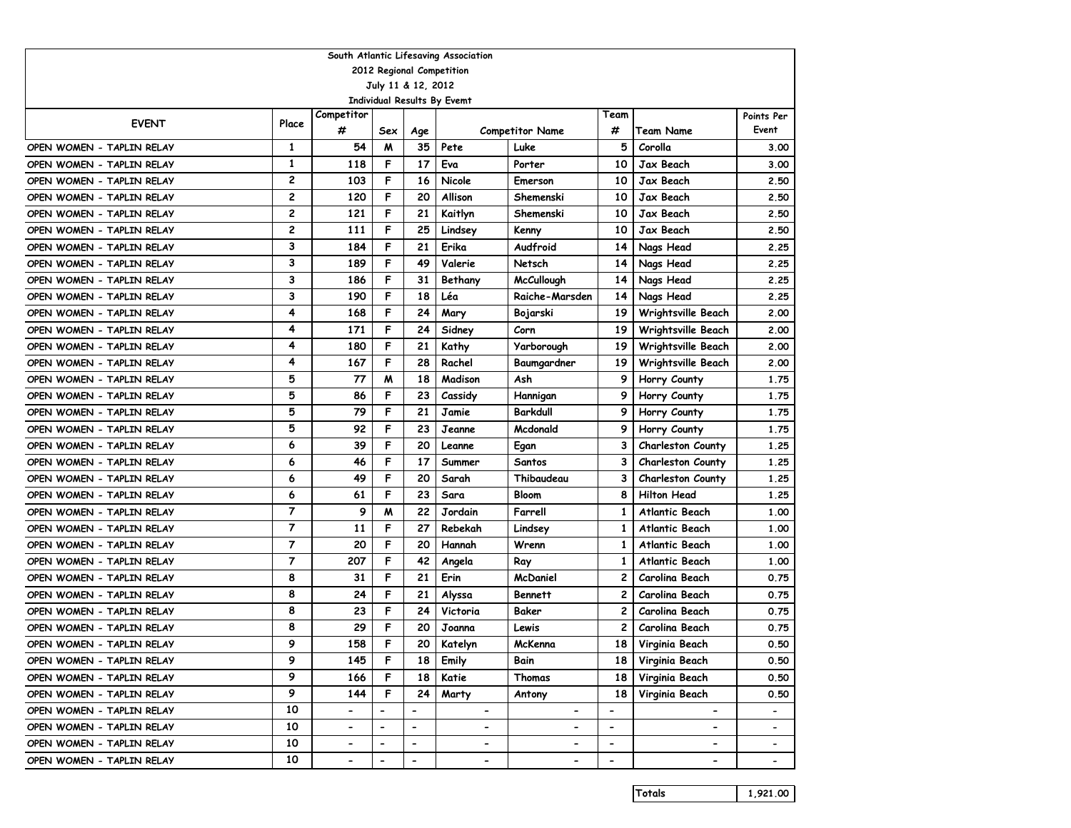South Atlantic Lifesaving Association

2012 Regional Competition

July 11 & 12, 2012

Individual Results By Evemt

| EVENT | Place | Competitor # | Sex | Age | Competitor Name | | Team # | Team Name | Points Per Event |
|---|---|---|---|---|---|---|---|---|---|
| OPEN WOMEN - TAPLIN RELAY | 1 | 54 | M | 35 | Pete | Luke | 5 | Corolla | 3.00 |
| OPEN WOMEN - TAPLIN RELAY | 1 | 118 | F | 17 | Eva | Porter | 10 | Jax Beach | 3.00 |
| OPEN WOMEN - TAPLIN RELAY | 2 | 103 | F | 16 | Nicole | Emerson | 10 | Jax Beach | 2.50 |
| OPEN WOMEN - TAPLIN RELAY | 2 | 120 | F | 20 | Allison | Shemenski | 10 | Jax Beach | 2.50 |
| OPEN WOMEN - TAPLIN RELAY | 2 | 121 | F | 21 | Kaitlyn | Shemenski | 10 | Jax Beach | 2.50 |
| OPEN WOMEN - TAPLIN RELAY | 2 | 111 | F | 25 | Lindsey | Kenny | 10 | Jax Beach | 2.50 |
| OPEN WOMEN - TAPLIN RELAY | 3 | 184 | F | 21 | Erika | Audfroid | 14 | Nags Head | 2.25 |
| OPEN WOMEN - TAPLIN RELAY | 3 | 189 | F | 49 | Valerie | Netsch | 14 | Nags Head | 2.25 |
| OPEN WOMEN - TAPLIN RELAY | 3 | 186 | F | 31 | Bethany | McCullough | 14 | Nags Head | 2.25 |
| OPEN WOMEN - TAPLIN RELAY | 3 | 190 | F | 18 | Léa | Raiche-Marsden | 14 | Nags Head | 2.25 |
| OPEN WOMEN - TAPLIN RELAY | 4 | 168 | F | 24 | Mary | Bojarski | 19 | Wrightsville Beach | 2.00 |
| OPEN WOMEN - TAPLIN RELAY | 4 | 171 | F | 24 | Sidney | Corn | 19 | Wrightsville Beach | 2.00 |
| OPEN WOMEN - TAPLIN RELAY | 4 | 180 | F | 21 | Kathy | Yarborough | 19 | Wrightsville Beach | 2.00 |
| OPEN WOMEN - TAPLIN RELAY | 4 | 167 | F | 28 | Rachel | Baumgardner | 19 | Wrightsville Beach | 2.00 |
| OPEN WOMEN - TAPLIN RELAY | 5 | 77 | M | 18 | Madison | Ash | 9 | Horry County | 1.75 |
| OPEN WOMEN - TAPLIN RELAY | 5 | 86 | F | 23 | Cassidy | Hannigan | 9 | Horry County | 1.75 |
| OPEN WOMEN - TAPLIN RELAY | 5 | 79 | F | 21 | Jamie | Barkdull | 9 | Horry County | 1.75 |
| OPEN WOMEN - TAPLIN RELAY | 5 | 92 | F | 23 | Jeanne | Mcdonald | 9 | Horry County | 1.75 |
| OPEN WOMEN - TAPLIN RELAY | 6 | 39 | F | 20 | Leanne | Egan | 3 | Charleston County | 1.25 |
| OPEN WOMEN - TAPLIN RELAY | 6 | 46 | F | 17 | Summer | Santos | 3 | Charleston County | 1.25 |
| OPEN WOMEN - TAPLIN RELAY | 6 | 49 | F | 20 | Sarah | Thibaudeau | 3 | Charleston County | 1.25 |
| OPEN WOMEN - TAPLIN RELAY | 6 | 61 | F | 23 | Sara | Bloom | 8 | Hilton Head | 1.25 |
| OPEN WOMEN - TAPLIN RELAY | 7 | 9 | M | 22 | Jordain | Farrell | 1 | Atlantic Beach | 1.00 |
| OPEN WOMEN - TAPLIN RELAY | 7 | 11 | F | 27 | Rebekah | Lindsey | 1 | Atlantic Beach | 1.00 |
| OPEN WOMEN - TAPLIN RELAY | 7 | 20 | F | 20 | Hannah | Wrenn | 1 | Atlantic Beach | 1.00 |
| OPEN WOMEN - TAPLIN RELAY | 7 | 207 | F | 42 | Angela | Ray | 1 | Atlantic Beach | 1.00 |
| OPEN WOMEN - TAPLIN RELAY | 8 | 31 | F | 21 | Erin | McDaniel | 2 | Carolina Beach | 0.75 |
| OPEN WOMEN - TAPLIN RELAY | 8 | 24 | F | 21 | Alyssa | Bennett | 2 | Carolina Beach | 0.75 |
| OPEN WOMEN - TAPLIN RELAY | 8 | 23 | F | 24 | Victoria | Baker | 2 | Carolina Beach | 0.75 |
| OPEN WOMEN - TAPLIN RELAY | 8 | 29 | F | 20 | Joanna | Lewis | 2 | Carolina Beach | 0.75 |
| OPEN WOMEN - TAPLIN RELAY | 9 | 158 | F | 20 | Katelyn | McKenna | 18 | Virginia Beach | 0.50 |
| OPEN WOMEN - TAPLIN RELAY | 9 | 145 | F | 18 | Emily | Bain | 18 | Virginia Beach | 0.50 |
| OPEN WOMEN - TAPLIN RELAY | 9 | 166 | F | 18 | Katie | Thomas | 18 | Virginia Beach | 0.50 |
| OPEN WOMEN - TAPLIN RELAY | 9 | 144 | F | 24 | Marty | Antony | 18 | Virginia Beach | 0.50 |
| OPEN WOMEN - TAPLIN RELAY | 10 | - | - | - | - | - | - | - | - |
| OPEN WOMEN - TAPLIN RELAY | 10 | - | - | - | - | - | - | - | - |
| OPEN WOMEN - TAPLIN RELAY | 10 | - | - | - | - | - | - | - | - |
| OPEN WOMEN - TAPLIN RELAY | 10 | - | - | - | - | - | - | - | - |

| | |
|---|---|
| Totals | 1,921.00 |